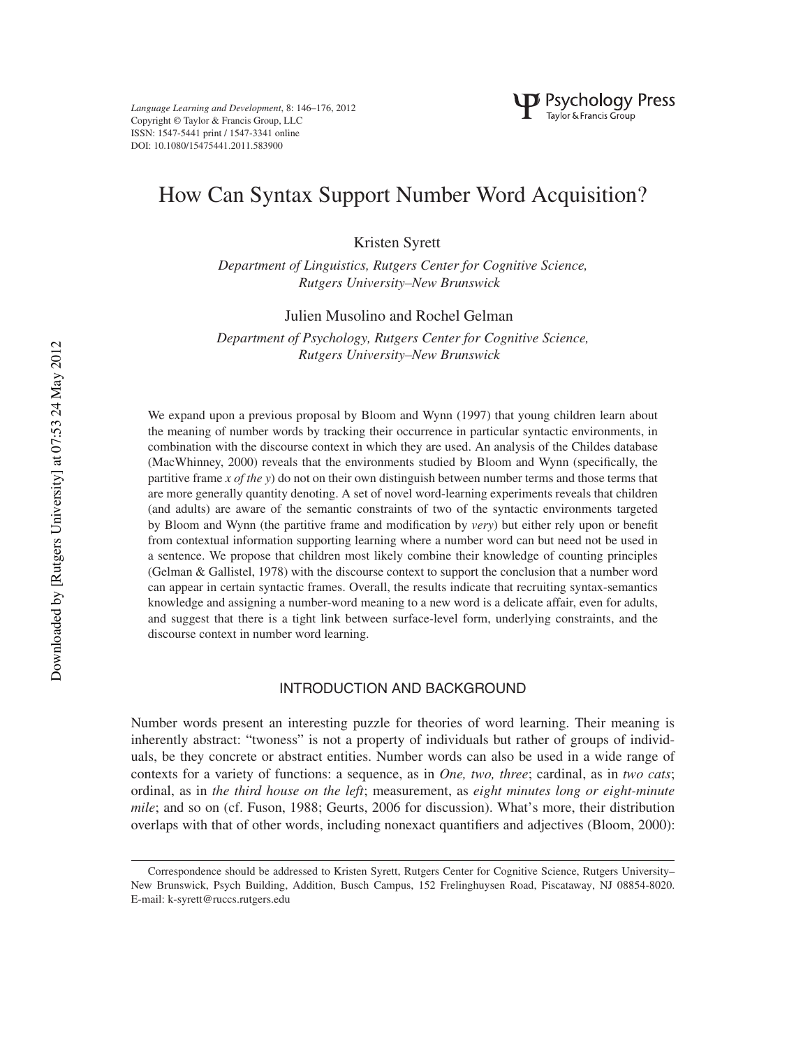# How Can Syntax Support Number Word Acquisition?

Kristen Syrett

*Department of Linguistics, Rutgers Center for Cognitive Science, Rutgers University–New Brunswick*

Julien Musolino and Rochel Gelman

*Department of Psychology, Rutgers Center for Cognitive Science, Rutgers University–New Brunswick*

We expand upon a previous proposal by Bloom and Wynn (1997) that young children learn about the meaning of number words by tracking their occurrence in particular syntactic environments, in combination with the discourse context in which they are used. An analysis of the Childes database (MacWhinney, 2000) reveals that the environments studied by Bloom and Wynn (specifically, the partitive frame *x of the y*) do not on their own distinguish between number terms and those terms that are more generally quantity denoting. A set of novel word-learning experiments reveals that children (and adults) are aware of the semantic constraints of two of the syntactic environments targeted by Bloom and Wynn (the partitive frame and modification by *very*) but either rely upon or benefit from contextual information supporting learning where a number word can but need not be used in a sentence. We propose that children most likely combine their knowledge of counting principles (Gelman & Gallistel, 1978) with the discourse context to support the conclusion that a number word can appear in certain syntactic frames. Overall, the results indicate that recruiting syntax-semantics knowledge and assigning a number-word meaning to a new word is a delicate affair, even for adults, and suggest that there is a tight link between surface-level form, underlying constraints, and the discourse context in number word learning.

## INTRODUCTION AND BACKGROUND

Number words present an interesting puzzle for theories of word learning. Their meaning is inherently abstract: "twoness" is not a property of individuals but rather of groups of individuals, be they concrete or abstract entities. Number words can also be used in a wide range of contexts for a variety of functions: a sequence, as in *One, two, three*; cardinal, as in *two cats*; ordinal, as in *the third house on the left*; measurement, as *eight minutes long or eight-minute mile*; and so on (cf. Fuson, 1988; Geurts, 2006 for discussion). What's more, their distribution overlaps with that of other words, including nonexact quantifiers and adjectives (Bloom, 2000):

Correspondence should be addressed to Kristen Syrett, Rutgers Center for Cognitive Science, Rutgers University–New Brunswick, Psych Building, Addition, Busch Campus, 152 Frelinghuysen Road, Piscataway, NJ 08854-8020. E-mail: k-syrett@ruccs.rutgers.edu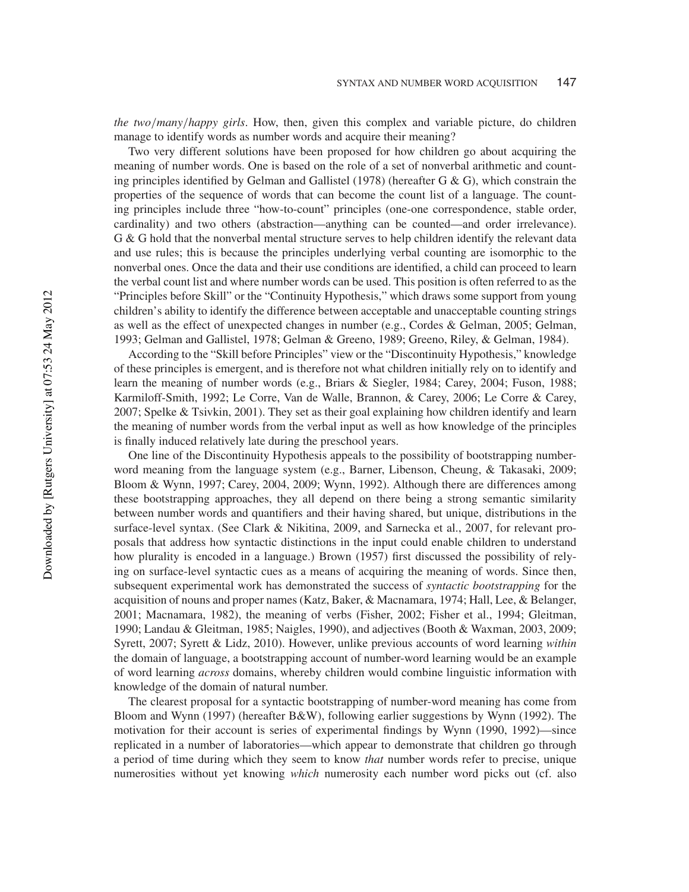*the two/many/happy girls*. How, then, given this complex and variable picture, do children manage to identify words as number words and acquire their meaning?

Two very different solutions have been proposed for how children go about acquiring the meaning of number words. One is based on the role of a set of nonverbal arithmetic and counting principles identified by Gelman and Gallistel (1978) (hereafter G & G), which constrain the properties of the sequence of words that can become the count list of a language. The counting principles include three "how-to-count" principles (one-one correspondence, stable order, cardinality) and two others (abstraction—anything can be counted—and order irrelevance). G & G hold that the nonverbal mental structure serves to help children identify the relevant data and use rules; this is because the principles underlying verbal counting are isomorphic to the nonverbal ones. Once the data and their use conditions are identified, a child can proceed to learn the verbal count list and where number words can be used. This position is often referred to as the "Principles before Skill" or the "Continuity Hypothesis," which draws some support from young children's ability to identify the difference between acceptable and unacceptable counting strings as well as the effect of unexpected changes in number (e.g., Cordes & Gelman, 2005; Gelman, 1993; Gelman and Gallistel, 1978; Gelman & Greeno, 1989; Greeno, Riley, & Gelman, 1984).

According to the "Skill before Principles" view or the "Discontinuity Hypothesis," knowledge of these principles is emergent, and is therefore not what children initially rely on to identify and learn the meaning of number words (e.g., Briars & Siegler, 1984; Carey, 2004; Fuson, 1988; Karmiloff-Smith, 1992; Le Corre, Van de Walle, Brannon, & Carey, 2006; Le Corre & Carey, 2007; Spelke & Tsivkin, 2001). They set as their goal explaining how children identify and learn the meaning of number words from the verbal input as well as how knowledge of the principles is finally induced relatively late during the preschool years.

One line of the Discontinuity Hypothesis appeals to the possibility of bootstrapping number-word meaning from the language system (e.g., Barner, Libenson, Cheung, & Takasaki, 2009; Bloom & Wynn, 1997; Carey, 2004, 2009; Wynn, 1992). Although there are differences among these bootstrapping approaches, they all depend on there being a strong semantic similarity between number words and quantifiers and their having shared, but unique, distributions in the surface-level syntax. (See Clark & Nikitina, 2009, and Sarnecka et al., 2007, for relevant proposals that address how syntactic distinctions in the input could enable children to understand how plurality is encoded in a language.) Brown (1957) first discussed the possibility of relying on surface-level syntactic cues as a means of acquiring the meaning of words. Since then, subsequent experimental work has demonstrated the success of *syntactic bootstrapping* for the acquisition of nouns and proper names (Katz, Baker, & Macnamara, 1974; Hall, Lee, & Belanger, 2001; Macnamara, 1982), the meaning of verbs (Fisher, 2002; Fisher et al., 1994; Gleitman, 1990; Landau & Gleitman, 1985; Naigles, 1990), and adjectives (Booth & Waxman, 2003, 2009; Syrett, 2007; Syrett & Lidz, 2010). However, unlike previous accounts of word learning *within* the domain of language, a bootstrapping account of number-word learning would be an example of word learning *across* domains, whereby children would combine linguistic information with knowledge of the domain of natural number.

The clearest proposal for a syntactic bootstrapping of number-word meaning has come from Bloom and Wynn (1997) (hereafter B&W), following earlier suggestions by Wynn (1992). The motivation for their account is series of experimental findings by Wynn (1990, 1992)—since replicated in a number of laboratories—which appear to demonstrate that children go through a period of time during which they seem to know *that* number words refer to precise, unique numerosities without yet knowing *which* numerosity each number word picks out (cf. also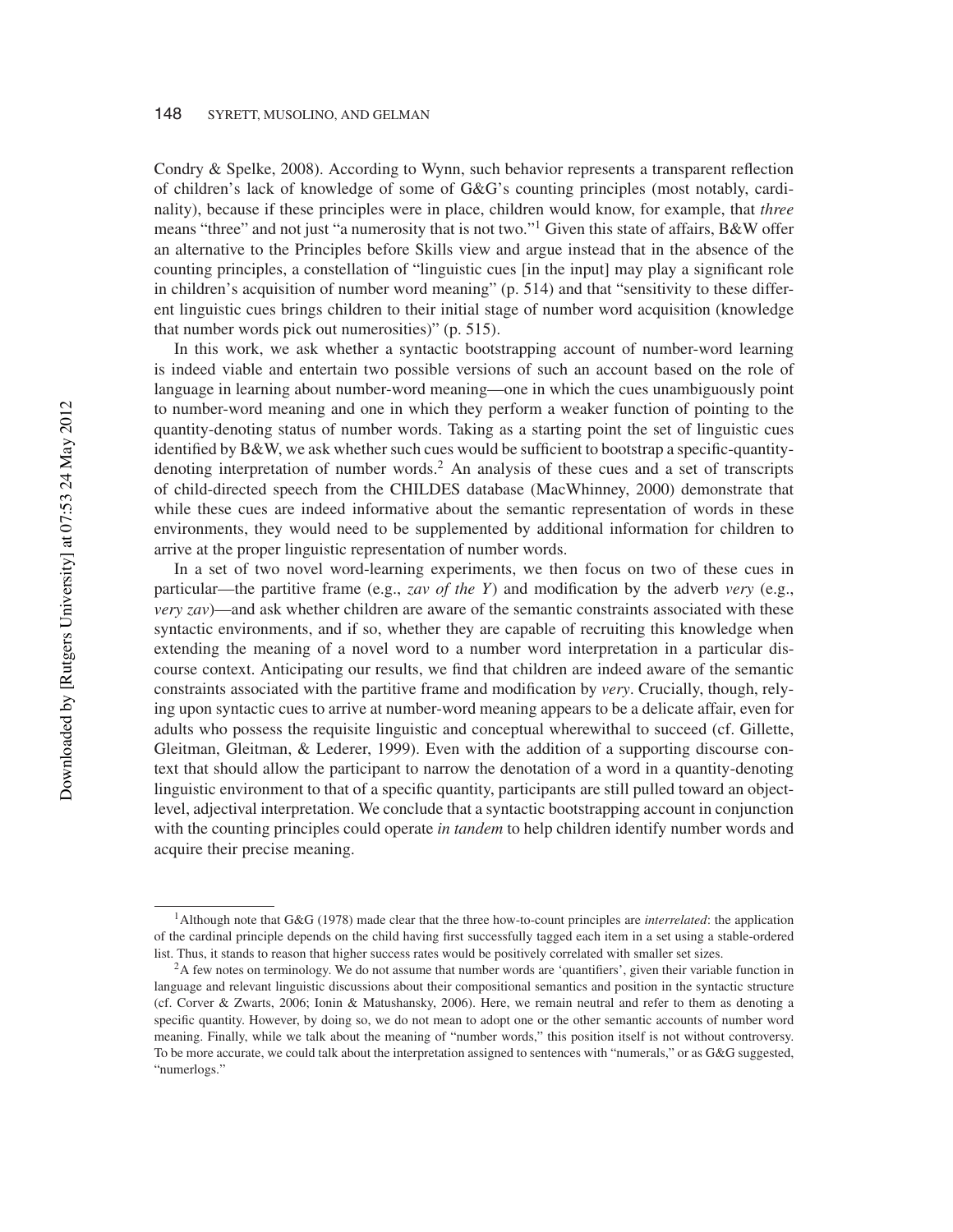Condry & Spelke, 2008). According to Wynn, such behavior represents a transparent reflection of children's lack of knowledge of some of G&G's counting principles (most notably, cardinality), because if these principles were in place, children would know, for example, that *three* means "three" and not just "a numerosity that is not two."[1] Given this state of affairs, B&W offer an alternative to the Principles before Skills view and argue instead that in the absence of the counting principles, a constellation of "linguistic cues [in the input] may play a significant role in children's acquisition of number word meaning" (p. 514) and that "sensitivity to these different linguistic cues brings children to their initial stage of number word acquisition (knowledge that number words pick out numerosities)" (p. 515).

In this work, we ask whether a syntactic bootstrapping account of number-word learning is indeed viable and entertain two possible versions of such an account based on the role of language in learning about number-word meaning—one in which the cues unambiguously point to number-word meaning and one in which they perform a weaker function of pointing to the quantity-denoting status of number words. Taking as a starting point the set of linguistic cues identified by B&W, we ask whether such cues would be sufficient to bootstrap a specific-quantity-denoting interpretation of number words.[2] An analysis of these cues and a set of transcripts of child-directed speech from the CHILDES database (MacWhinney, 2000) demonstrate that while these cues are indeed informative about the semantic representation of words in these environments, they would need to be supplemented by additional information for children to arrive at the proper linguistic representation of number words.

In a set of two novel word-learning experiments, we then focus on two of these cues in particular—the partitive frame (e.g., *zav of the Y*) and modification by the adverb *very* (e.g., *very zav*)—and ask whether children are aware of the semantic constraints associated with these syntactic environments, and if so, whether they are capable of recruiting this knowledge when extending the meaning of a novel word to a number word interpretation in a particular discourse context. Anticipating our results, we find that children are indeed aware of the semantic constraints associated with the partitive frame and modification by *very*. Crucially, though, relying upon syntactic cues to arrive at number-word meaning appears to be a delicate affair, even for adults who possess the requisite linguistic and conceptual wherewithal to succeed (cf. Gillette, Gleitman, Gleitman, & Lederer, 1999). Even with the addition of a supporting discourse context that should allow the participant to narrow the denotation of a word in a quantity-denoting linguistic environment to that of a specific quantity, participants are still pulled toward an object-level, adjectival interpretation. We conclude that a syntactic bootstrapping account in conjunction with the counting principles could operate *in tandem* to help children identify number words and acquire their precise meaning.

[1] Although note that G&G (1978) made clear that the three how-to-count principles are *interrelated*: the application of the cardinal principle depends on the child having first successfully tagged each item in a set using a stable-ordered list. Thus, it stands to reason that higher success rates would be positively correlated with smaller set sizes.

[2] A few notes on terminology. We do not assume that number words are 'quantifiers', given their variable function in language and relevant linguistic discussions about their compositional semantics and position in the syntactic structure (cf. Corver & Zwarts, 2006; Ionin & Matushansky, 2006). Here, we remain neutral and refer to them as denoting a specific quantity. However, by doing so, we do not mean to adopt one or the other semantic accounts of number word meaning. Finally, while we talk about the meaning of "number words," this position itself is not without controversy. To be more accurate, we could talk about the interpretation assigned to sentences with "numerals," or as G&G suggested, "numerlogs."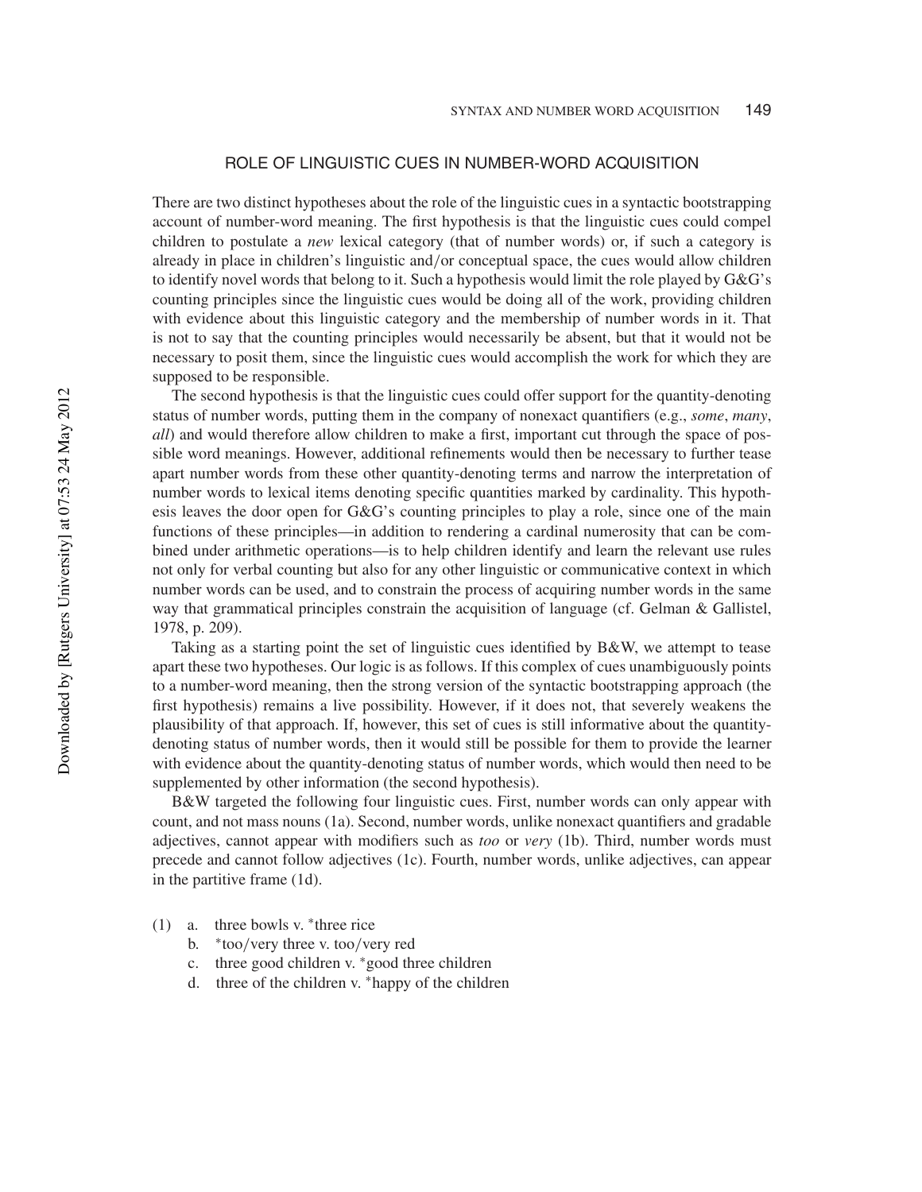## ROLE OF LINGUISTIC CUES IN NUMBER-WORD ACQUISITION

There are two distinct hypotheses about the role of the linguistic cues in a syntactic bootstrapping account of number-word meaning. The first hypothesis is that the linguistic cues could compel children to postulate a *new* lexical category (that of number words) or, if such a category is already in place in children's linguistic and/or conceptual space, the cues would allow children to identify novel words that belong to it. Such a hypothesis would limit the role played by G&G's counting principles since the linguistic cues would be doing all of the work, providing children with evidence about this linguistic category and the membership of number words in it. That is not to say that the counting principles would necessarily be absent, but that it would not be necessary to posit them, since the linguistic cues would accomplish the work for which they are supposed to be responsible.

The second hypothesis is that the linguistic cues could offer support for the quantity-denoting status of number words, putting them in the company of nonexact quantifiers (e.g., *some*, *many*, *all*) and would therefore allow children to make a first, important cut through the space of possible word meanings. However, additional refinements would then be necessary to further tease apart number words from these other quantity-denoting terms and narrow the interpretation of number words to lexical items denoting specific quantities marked by cardinality. This hypothesis leaves the door open for G&G's counting principles to play a role, since one of the main functions of these principles—in addition to rendering a cardinal numerosity that can be combined under arithmetic operations—is to help children identify and learn the relevant use rules not only for verbal counting but also for any other linguistic or communicative context in which number words can be used, and to constrain the process of acquiring number words in the same way that grammatical principles constrain the acquisition of language (cf. Gelman & Gallistel, 1978, p. 209).

Taking as a starting point the set of linguistic cues identified by B&W, we attempt to tease apart these two hypotheses. Our logic is as follows. If this complex of cues unambiguously points to a number-word meaning, then the strong version of the syntactic bootstrapping approach (the first hypothesis) remains a live possibility. However, if it does not, that severely weakens the plausibility of that approach. If, however, this set of cues is still informative about the quantity-denoting status of number words, then it would still be possible for them to provide the learner with evidence about the quantity-denoting status of number words, which would then need to be supplemented by other information (the second hypothesis).

B&W targeted the following four linguistic cues. First, number words can only appear with count, and not mass nouns (1a). Second, number words, unlike nonexact quantifiers and gradable adjectives, cannot appear with modifiers such as *too* or *very* (1b). Third, number words must precede and cannot follow adjectives (1c). Fourth, number words, unlike adjectives, can appear in the partitive frame (1d).

(1) a. three bowls v. *three rice
    b. *too/very three v. too/very red
    c. three good children v. *good three children
    d. three of the children v. *happy of the children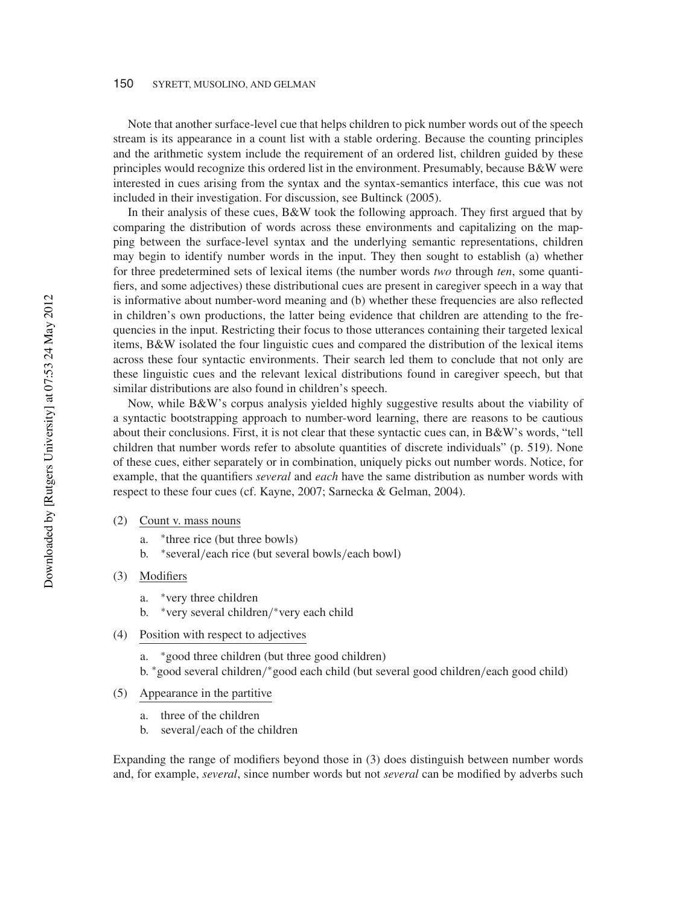Note that another surface-level cue that helps children to pick number words out of the speech stream is its appearance in a count list with a stable ordering. Because the counting principles and the arithmetic system include the requirement of an ordered list, children guided by these principles would recognize this ordered list in the environment. Presumably, because B&W were interested in cues arising from the syntax and the syntax-semantics interface, this cue was not included in their investigation. For discussion, see Bultinck (2005).

In their analysis of these cues, B&W took the following approach. They first argued that by comparing the distribution of words across these environments and capitalizing on the mapping between the surface-level syntax and the underlying semantic representations, children may begin to identify number words in the input. They then sought to establish (a) whether for three predetermined sets of lexical items (the number words *two* through *ten*, some quantifiers, and some adjectives) these distributional cues are present in caregiver speech in a way that is informative about number-word meaning and (b) whether these frequencies are also reflected in children's own productions, the latter being evidence that children are attending to the frequencies in the input. Restricting their focus to those utterances containing their targeted lexical items, B&W isolated the four linguistic cues and compared the distribution of the lexical items across these four syntactic environments. Their search led them to conclude that not only are these linguistic cues and the relevant lexical distributions found in caregiver speech, but that similar distributions are also found in children's speech.

Now, while B&W's corpus analysis yielded highly suggestive results about the viability of a syntactic bootstrapping approach to number-word learning, there are reasons to be cautious about their conclusions. First, it is not clear that these syntactic cues can, in B&W's words, "tell children that number words refer to absolute quantities of discrete individuals" (p. 519). None of these cues, either separately or in combination, uniquely picks out number words. Notice, for example, that the quantifiers *several* and *each* have the same distribution as number words with respect to these four cues (cf. Kayne, 2007; Sarnecka & Gelman, 2004).

(2) Count v. mass nouns

a. *three rice (but three bowls)

b. *several/each rice (but several bowls/each bowl)

(3) Modifiers

a. *very three children

b. *very several children/*very each child

(4) Position with respect to adjectives

a. *good three children (but three good children)

b. *good several children/*good each child (but several good children/each good child)

(5) Appearance in the partitive

a. three of the children

b. several/each of the children

Expanding the range of modifiers beyond those in (3) does distinguish between number words and, for example, *several*, since number words but not *several* can be modified by adverbs such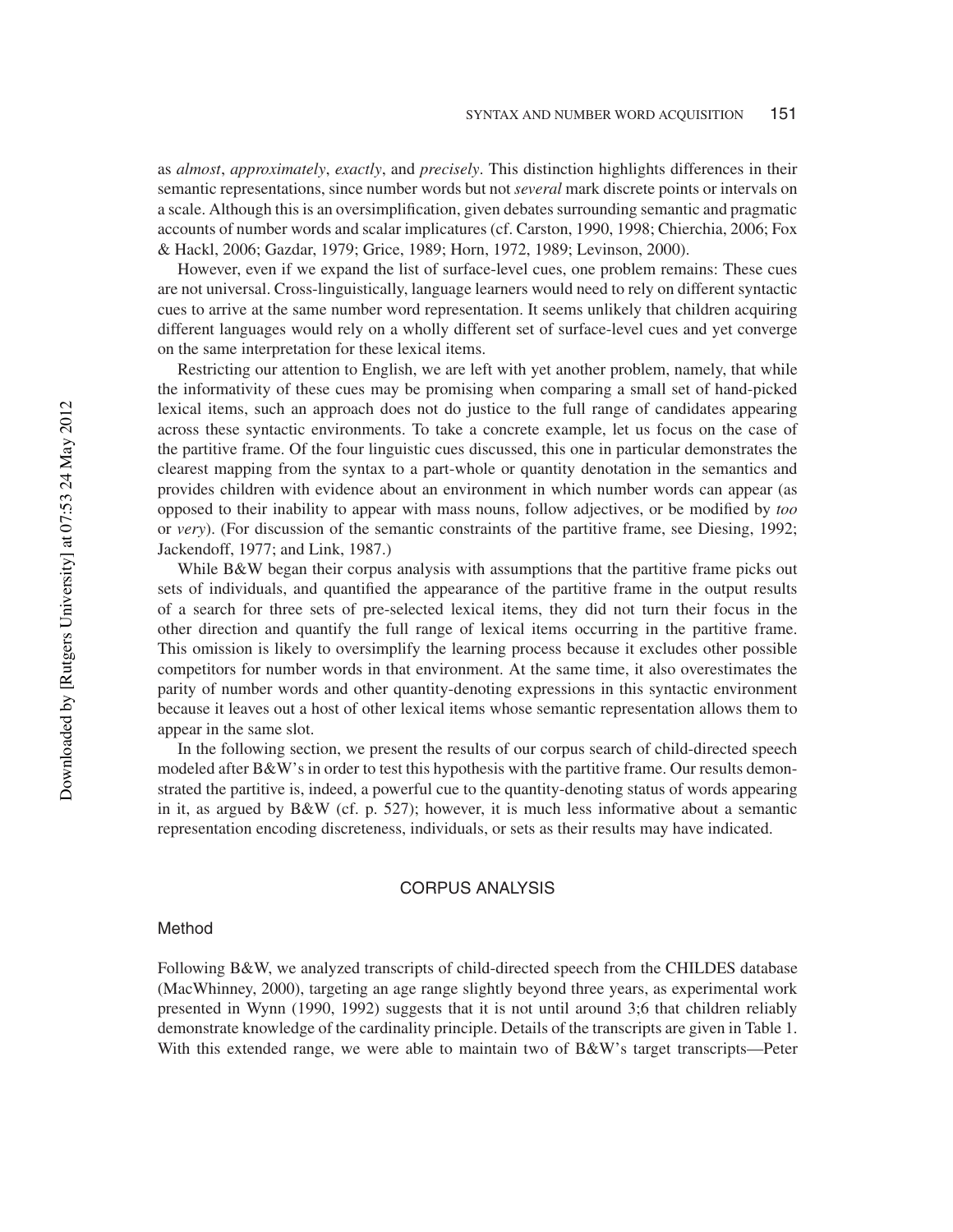as *almost*, *approximately*, *exactly*, and *precisely*. This distinction highlights differences in their semantic representations, since number words but not *several* mark discrete points or intervals on a scale. Although this is an oversimplification, given debates surrounding semantic and pragmatic accounts of number words and scalar implicatures (cf. Carston, 1990, 1998; Chierchia, 2006; Fox & Hackl, 2006; Gazdar, 1979; Grice, 1989; Horn, 1972, 1989; Levinson, 2000).

However, even if we expand the list of surface-level cues, one problem remains: These cues are not universal. Cross-linguistically, language learners would need to rely on different syntactic cues to arrive at the same number word representation. It seems unlikely that children acquiring different languages would rely on a wholly different set of surface-level cues and yet converge on the same interpretation for these lexical items.

Restricting our attention to English, we are left with yet another problem, namely, that while the informativity of these cues may be promising when comparing a small set of hand-picked lexical items, such an approach does not do justice to the full range of candidates appearing across these syntactic environments. To take a concrete example, let us focus on the case of the partitive frame. Of the four linguistic cues discussed, this one in particular demonstrates the clearest mapping from the syntax to a part-whole or quantity denotation in the semantics and provides children with evidence about an environment in which number words can appear (as opposed to their inability to appear with mass nouns, follow adjectives, or be modified by *too* or *very*). (For discussion of the semantic constraints of the partitive frame, see Diesing, 1992; Jackendoff, 1977; and Link, 1987.)

While B&W began their corpus analysis with assumptions that the partitive frame picks out sets of individuals, and quantified the appearance of the partitive frame in the output results of a search for three sets of pre-selected lexical items, they did not turn their focus in the other direction and quantify the full range of lexical items occurring in the partitive frame. This omission is likely to oversimplify the learning process because it excludes other possible competitors for number words in that environment. At the same time, it also overestimates the parity of number words and other quantity-denoting expressions in this syntactic environment because it leaves out a host of other lexical items whose semantic representation allows them to appear in the same slot.

In the following section, we present the results of our corpus search of child-directed speech modeled after B&W's in order to test this hypothesis with the partitive frame. Our results demonstrated the partitive is, indeed, a powerful cue to the quantity-denoting status of words appearing in it, as argued by B&W (cf. p. 527); however, it is much less informative about a semantic representation encoding discreteness, individuals, or sets as their results may have indicated.

## CORPUS ANALYSIS

### Method

Following B&W, we analyzed transcripts of child-directed speech from the CHILDES database (MacWhinney, 2000), targeting an age range slightly beyond three years, as experimental work presented in Wynn (1990, 1992) suggests that it is not until around 3;6 that children reliably demonstrate knowledge of the cardinality principle. Details of the transcripts are given in Table 1. With this extended range, we were able to maintain two of B&W's target transcripts—Peter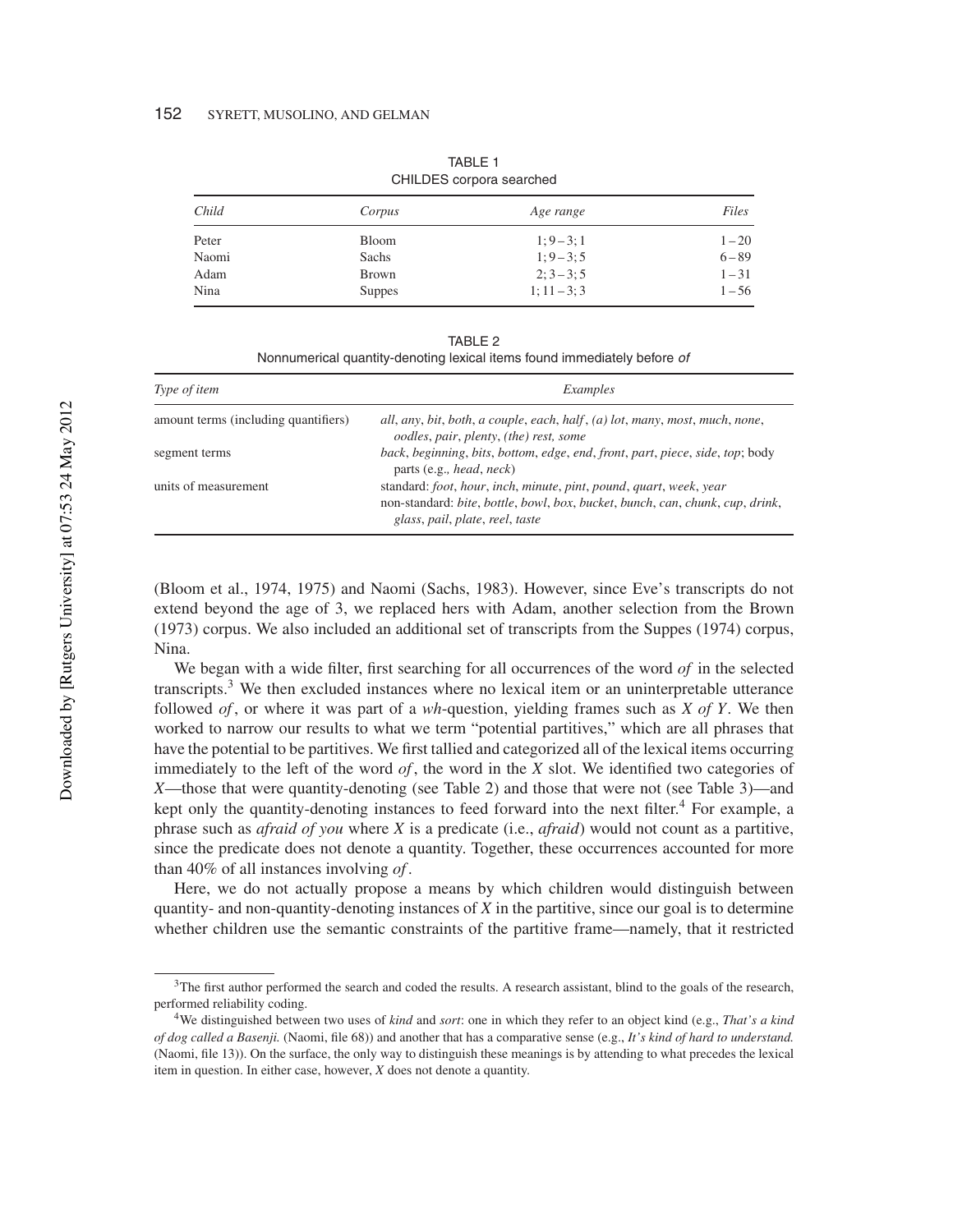TABLE 1
CHILDES corpora searched

| *Child* | *Corpus* | *Age range* | *Files* |
|---|---|---|---|
| Peter | Bloom | 1;9 – 3;1 | 1 – 20 |
| Naomi | Sachs | 1;9 – 3;5 | 6 – 89 |
| Adam | Brown | 2;3 – 3;5 | 1 – 31 |
| Nina | Suppes | 1;11 – 3;3 | 1 – 56 |

TABLE 2
Nonnumerical quantity-denoting lexical items found immediately before *of*

| *Type of item* | *Examples* |
|---|---|
| amount terms (including quantifiers) | *all*, *any*, *bit*, *both*, *a couple*, *each*, *half*, *(a) lot*, *many*, *most*, *much*, *none*, *oodles*, *pair*, *plenty*, *(the) rest, some* |
| segment terms | *back*, *beginning*, *bits*, *bottom*, *edge*, *end*, *front*, *part*, *piece*, *side*, *top*; body parts (e.g., *head*, *neck*) |
| units of measurement | standard: *foot*, *hour*, *inch*, *minute*, *pint*, *pound*, *quart*, *week*, *year*<br>non-standard: *bite*, *bottle*, *bowl*, *box*, *bucket*, *bunch*, *can*, *chunk*, *cup*, *drink*, *glass*, *pail*, *plate*, *reel*, *taste* |

(Bloom et al., 1974, 1975) and Naomi (Sachs, 1983). However, since Eve's transcripts do not extend beyond the age of 3, we replaced hers with Adam, another selection from the Brown (1973) corpus. We also included an additional set of transcripts from the Suppes (1974) corpus, Nina.

We began with a wide filter, first searching for all occurrences of the word *of* in the selected transcripts.[3] We then excluded instances where no lexical item or an uninterpretable utterance followed *of*, or where it was part of a *wh*-question, yielding frames such as *X of Y*. We then worked to narrow our results to what we term "potential partitives," which are all phrases that have the potential to be partitives. We first tallied and categorized all of the lexical items occurring immediately to the left of the word *of*, the word in the *X* slot. We identified two categories of *X*—those that were quantity-denoting (see Table 2) and those that were not (see Table 3)—and kept only the quantity-denoting instances to feed forward into the next filter.[4] For example, a phrase such as *afraid of you* where *X* is a predicate (i.e., *afraid*) would not count as a partitive, since the predicate does not denote a quantity. Together, these occurrences accounted for more than 40% of all instances involving *of*.

Here, we do not actually propose a means by which children would distinguish between quantity- and non-quantity-denoting instances of *X* in the partitive, since our goal is to determine whether children use the semantic constraints of the partitive frame—namely, that it restricted

[3]The first author performed the search and coded the results. A research assistant, blind to the goals of the research, performed reliability coding.

[4]We distinguished between two uses of *kind* and *sort*: one in which they refer to an object kind (e.g., *That's a kind of dog called a Basenji.* (Naomi, file 68)) and another that has a comparative sense (e.g., *It's kind of hard to understand.* (Naomi, file 13)). On the surface, the only way to distinguish these meanings is by attending to what precedes the lexical item in question. In either case, however, *X* does not denote a quantity.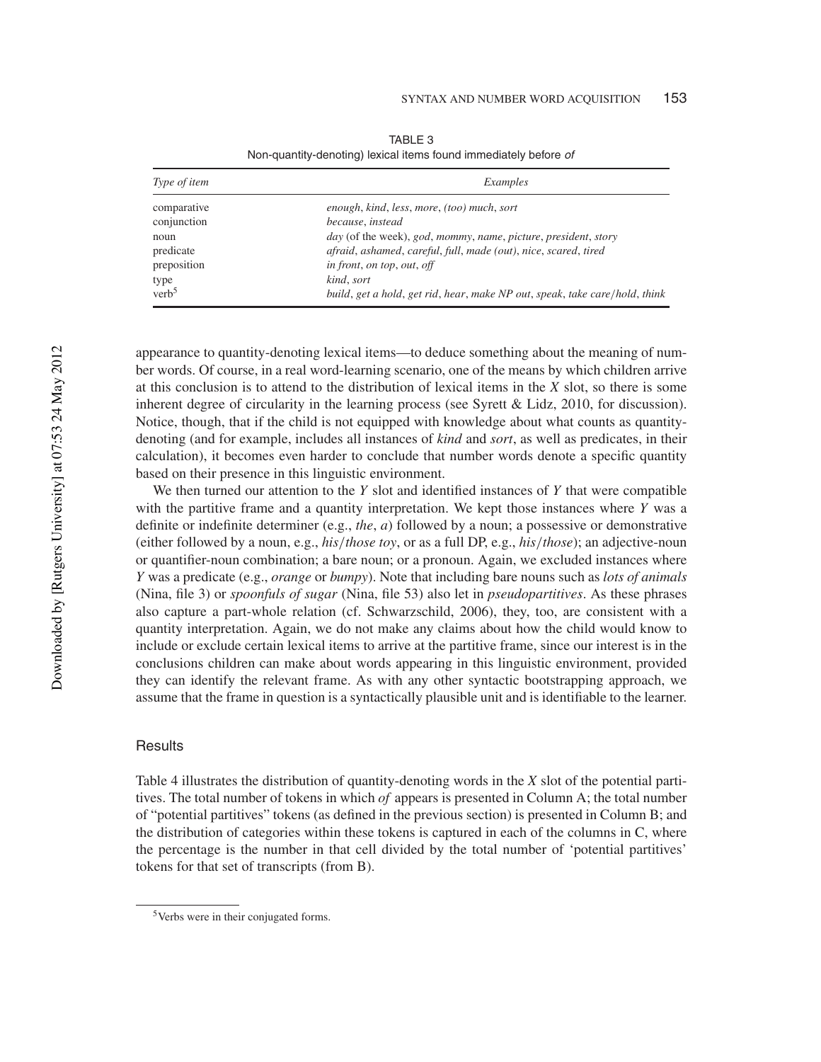TABLE 3
Non-quantity-denoting) lexical items found immediately before *of*

| *Type of item* | *Examples* |
|---|---|
| comparative | *enough*, *kind*, *less*, *more*, *(too) much*, *sort* |
| conjunction | *because*, *instead* |
| noun | *day* (of the week), *god*, *mommy*, *name*, *picture*, *president*, *story* |
| predicate | *afraid*, *ashamed*, *careful*, *full*, *made (out)*, *nice*, *scared*, *tired* |
| preposition | *in front*, *on top*, *out*, *off* |
| type | *kind*, *sort* |
| verb[5] | *build*, *get a hold*, *get rid*, *hear*, *make NP out*, *speak*, *take care/hold*, *think* |

appearance to quantity-denoting lexical items—to deduce something about the meaning of number words. Of course, in a real word-learning scenario, one of the means by which children arrive at this conclusion is to attend to the distribution of lexical items in the *X* slot, so there is some inherent degree of circularity in the learning process (see Syrett & Lidz, 2010, for discussion). Notice, though, that if the child is not equipped with knowledge about what counts as quantity-denoting (and for example, includes all instances of *kind* and *sort*, as well as predicates, in their calculation), it becomes even harder to conclude that number words denote a specific quantity based on their presence in this linguistic environment.

We then turned our attention to the *Y* slot and identified instances of *Y* that were compatible with the partitive frame and a quantity interpretation. We kept those instances where *Y* was a definite or indefinite determiner (e.g., *the*, *a*) followed by a noun; a possessive or demonstrative (either followed by a noun, e.g., *his/those toy*, or as a full DP, e.g., *his/those*); an adjective-noun or quantifier-noun combination; a bare noun; or a pronoun. Again, we excluded instances where *Y* was a predicate (e.g., *orange* or *bumpy*). Note that including bare nouns such as *lots of animals* (Nina, file 3) or *spoonfuls of sugar* (Nina, file 53) also let in *pseudopartitives*. As these phrases also capture a part-whole relation (cf. Schwarzschild, 2006), they, too, are consistent with a quantity interpretation. Again, we do not make any claims about how the child would know to include or exclude certain lexical items to arrive at the partitive frame, since our interest is in the conclusions children can make about words appearing in this linguistic environment, provided they can identify the relevant frame. As with any other syntactic bootstrapping approach, we assume that the frame in question is a syntactically plausible unit and is identifiable to the learner.

## Results

Table 4 illustrates the distribution of quantity-denoting words in the *X* slot of the potential partitives. The total number of tokens in which *of* appears is presented in Column A; the total number of "potential partitives" tokens (as defined in the previous section) is presented in Column B; and the distribution of categories within these tokens is captured in each of the columns in C, where the percentage is the number in that cell divided by the total number of 'potential partitives' tokens for that set of transcripts (from B).

[5]Verbs were in their conjugated forms.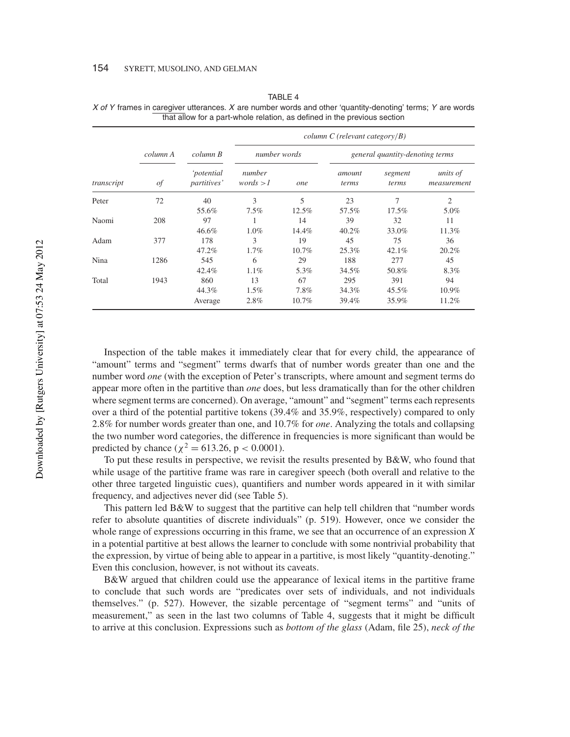TABLE 4
*X of Y* frames in caregiver utterances. *X* are number words and other 'quantity-denoting' terms; *Y* are words that allow for a part-whole relation, as defined in the previous section

| | | | *column C (relevant category/B)* | | | | |
|---|---|---|---|---|---|---|---|
| | *column A* | *column B* | *number words* | | *general quantity-denoting terms* | | |
| *transcript* | *of* | *'potential partitives'* | *number words > 1* | *one* | *amount terms* | *segment terms* | *units of measurement* |
| Peter | 72 | 40 | 3 | 5 | 23 | 7 | 2 |
| | | 55.6% | 7.5% | 12.5% | 57.5% | 17.5% | 5.0% |
| Naomi | 208 | 97 | 1 | 14 | 39 | 32 | 11 |
| | | 46.6% | 1.0% | 14.4% | 40.2% | 33.0% | 11.3% |
| Adam | 377 | 178 | 3 | 19 | 45 | 75 | 36 |
| | | 47.2% | 1.7% | 10.7% | 25.3% | 42.1% | 20.2% |
| Nina | 1286 | 545 | 6 | 29 | 188 | 277 | 45 |
| | | 42.4% | 1.1% | 5.3% | 34.5% | 50.8% | 8.3% |
| Total | 1943 | 860 | 13 | 67 | 295 | 391 | 94 |
| | | 44.3% | 1.5% | 7.8% | 34.3% | 45.5% | 10.9% |
| | | Average | 2.8% | 10.7% | 39.4% | 35.9% | 11.2% |

Inspection of the table makes it immediately clear that for every child, the appearance of "amount" terms and "segment" terms dwarfs that of number words greater than one and the number word *one* (with the exception of Peter's transcripts, where amount and segment terms do appear more often in the partitive than *one* does, but less dramatically than for the other children where segment terms are concerned). On average, "amount" and "segment" terms each represents over a third of the potential partitive tokens (39.4% and 35.9%, respectively) compared to only 2.8% for number words greater than one, and 10.7% for *one*. Analyzing the totals and collapsing the two number word categories, the difference in frequencies is more significant than would be predicted by chance ($\chi^2 = 613.26$, $p < 0.0001$).

To put these results in perspective, we revisit the results presented by B&W, who found that while usage of the partitive frame was rare in caregiver speech (both overall and relative to the other three targeted linguistic cues), quantifiers and number words appeared in it with similar frequency, and adjectives never did (see Table 5).

This pattern led B&W to suggest that the partitive can help tell children that "number words refer to absolute quantities of discrete individuals" (p. 519). However, once we consider the whole range of expressions occurring in this frame, we see that an occurrence of an expression *X* in a potential partitive at best allows the learner to conclude with some nontrivial probability that the expression, by virtue of being able to appear in a partitive, is most likely "quantity-denoting." Even this conclusion, however, is not without its caveats.

B&W argued that children could use the appearance of lexical items in the partitive frame to conclude that such words are "predicates over sets of individuals, and not individuals themselves." (p. 527). However, the sizable percentage of "segment terms" and "units of measurement," as seen in the last two columns of Table 4, suggests that it might be difficult to arrive at this conclusion. Expressions such as *bottom of the glass* (Adam, file 25), *neck of the*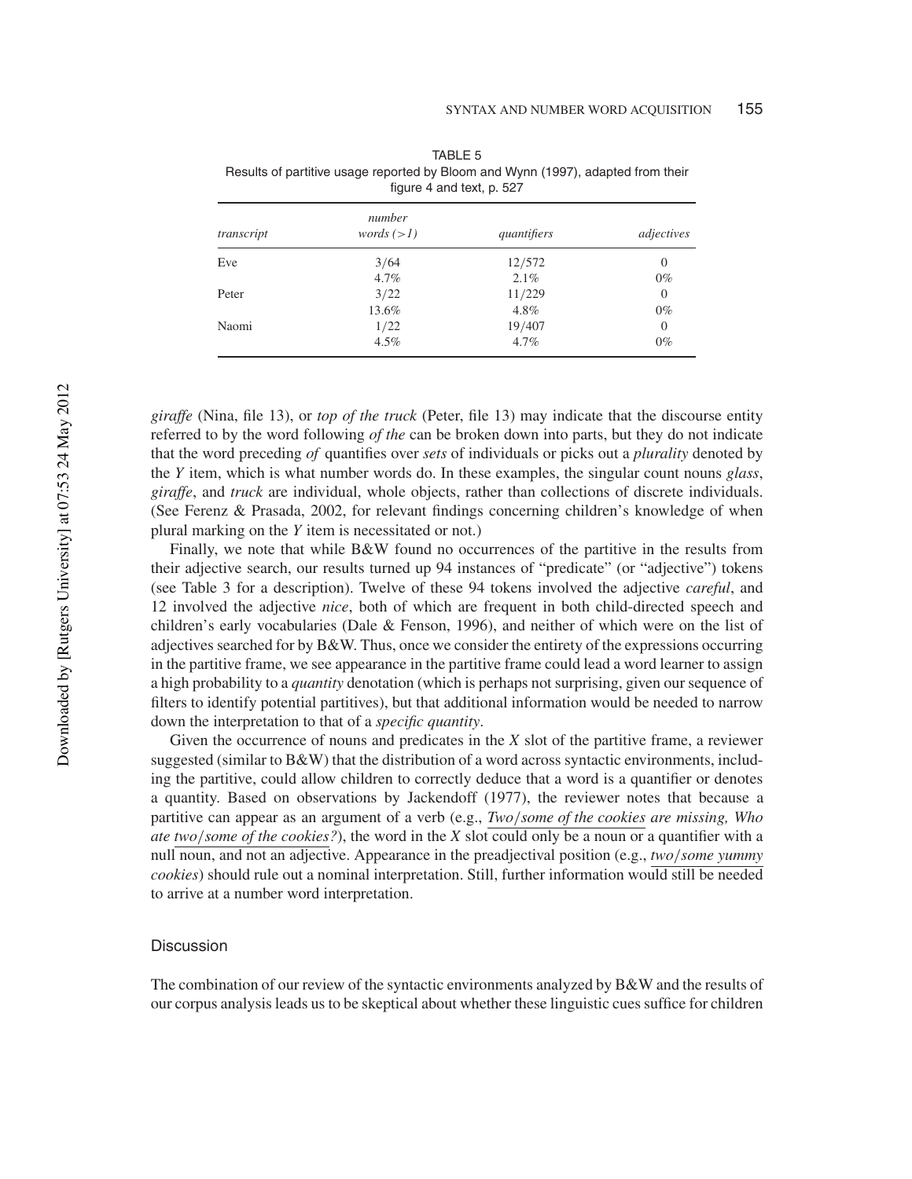TABLE 5
Results of partitive usage reported by Bloom and Wynn (1997), adapted from their figure 4 and text, p. 527

| *transcript* | *number words (>1)* | *quantifiers* | *adjectives* |
|---|---|---|---|
| Eve | 3/64 | 12/572 | 0 |
| | 4.7% | 2.1% | 0% |
| Peter | 3/22 | 11/229 | 0 |
| | 13.6% | 4.8% | 0% |
| Naomi | 1/22 | 19/407 | 0 |
| | 4.5% | 4.7% | 0% |

*giraffe* (Nina, file 13), or *top of the truck* (Peter, file 13) may indicate that the discourse entity referred to by the word following *of the* can be broken down into parts, but they do not indicate that the word preceding *of* quantifies over *sets* of individuals or picks out a *plurality* denoted by the *Y* item, which is what number words do. In these examples, the singular count nouns *glass*, *giraffe*, and *truck* are individual, whole objects, rather than collections of discrete individuals. (See Ferenz & Prasada, 2002, for relevant findings concerning children's knowledge of when plural marking on the *Y* item is necessitated or not.)

Finally, we note that while B&W found no occurrences of the partitive in the results from their adjective search, our results turned up 94 instances of "predicate" (or "adjective") tokens (see Table 3 for a description). Twelve of these 94 tokens involved the adjective *careful*, and 12 involved the adjective *nice*, both of which are frequent in both child-directed speech and children's early vocabularies (Dale & Fenson, 1996), and neither of which were on the list of adjectives searched for by B&W. Thus, once we consider the entirety of the expressions occurring in the partitive frame, we see appearance in the partitive frame could lead a word learner to assign a high probability to a *quantity* denotation (which is perhaps not surprising, given our sequence of filters to identify potential partitives), but that additional information would be needed to narrow down the interpretation to that of a *specific quantity*.

Given the occurrence of nouns and predicates in the *X* slot of the partitive frame, a reviewer suggested (similar to B&W) that the distribution of a word across syntactic environments, including the partitive, could allow children to correctly deduce that a word is a quantifier or denotes a quantity. Based on observations by Jackendoff (1977), the reviewer notes that because a partitive can appear as an argument of a verb (e.g., *Two/some of the cookies are missing, Who ate two/some of the cookies?*), the word in the *X* slot could only be a noun or a quantifier with a null noun, and not an adjective. Appearance in the preadjectival position (e.g., *two/some yummy cookies*) should rule out a nominal interpretation. Still, further information would still be needed to arrive at a number word interpretation.

## Discussion

The combination of our review of the syntactic environments analyzed by B&W and the results of our corpus analysis leads us to be skeptical about whether these linguistic cues suffice for children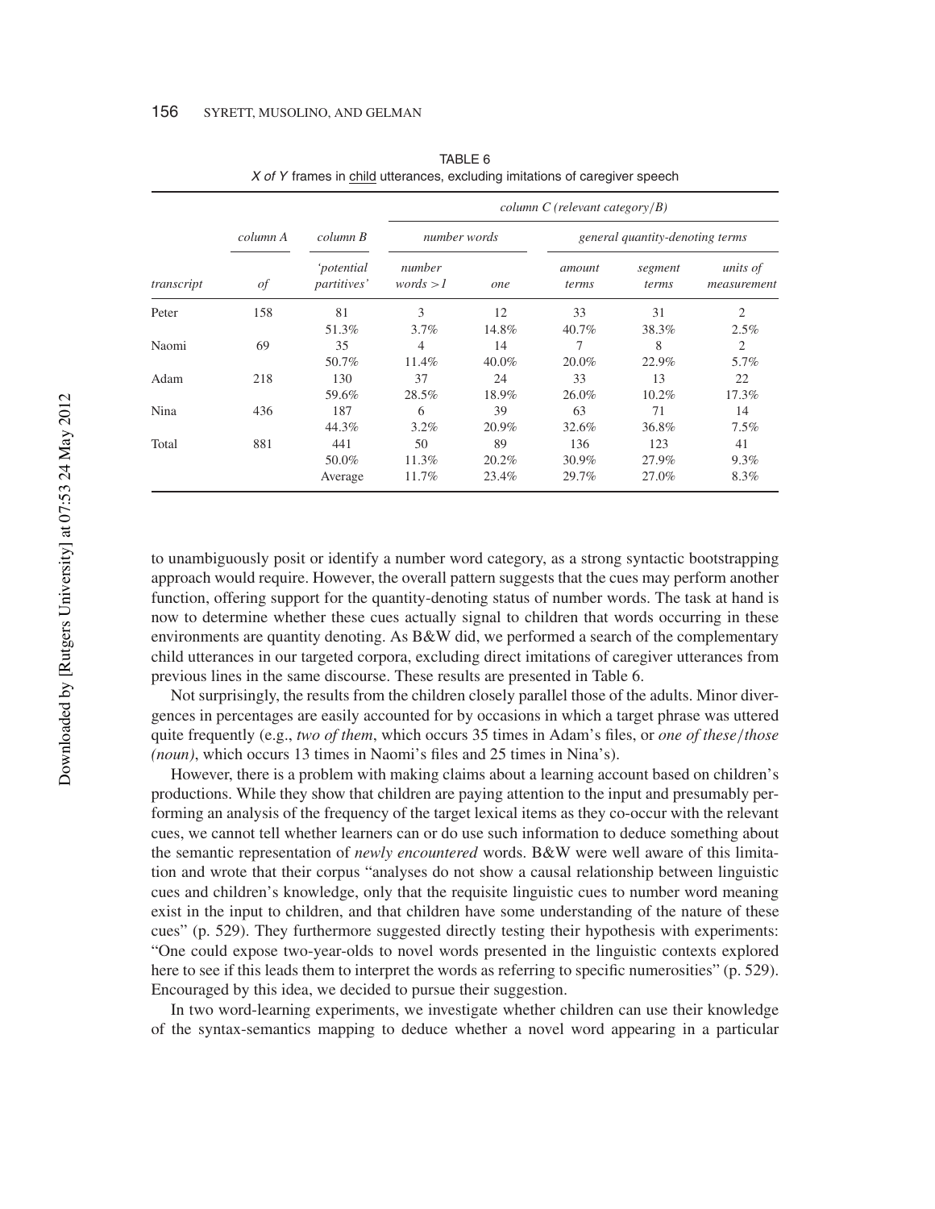TABLE 6
*X of Y* frames in child utterances, excluding imitations of caregiver speech

| | column A | column B | column C (relevant category/B) | | | | |
|---|---|---|---|---|---|---|---|
| | | | number words | | general quantity-denoting terms | | |
| transcript | of | 'potential partitives' | number words > 1 | one | amount terms | segment terms | units of measurement |
| Peter | 158 | 81 | 3 | 12 | 33 | 31 | 2 |
| | | 51.3% | 3.7% | 14.8% | 40.7% | 38.3% | 2.5% |
| Naomi | 69 | 35 | 4 | 14 | 7 | 8 | 2 |
| | | 50.7% | 11.4% | 40.0% | 20.0% | 22.9% | 5.7% |
| Adam | 218 | 130 | 37 | 24 | 33 | 13 | 22 |
| | | 59.6% | 28.5% | 18.9% | 26.0% | 10.2% | 17.3% |
| Nina | 436 | 187 | 6 | 39 | 63 | 71 | 14 |
| | | 44.3% | 3.2% | 20.9% | 32.6% | 36.8% | 7.5% |
| Total | 881 | 441 | 50 | 89 | 136 | 123 | 41 |
| | | 50.0% | 11.3% | 20.2% | 30.9% | 27.9% | 9.3% |
| | | Average | 11.7% | 23.4% | 29.7% | 27.0% | 8.3% |

to unambiguously posit or identify a number word category, as a strong syntactic bootstrapping approach would require. However, the overall pattern suggests that the cues may perform another function, offering support for the quantity-denoting status of number words. The task at hand is now to determine whether these cues actually signal to children that words occurring in these environments are quantity denoting. As B&W did, we performed a search of the complementary child utterances in our targeted corpora, excluding direct imitations of caregiver utterances from previous lines in the same discourse. These results are presented in Table 6.

Not surprisingly, the results from the children closely parallel those of the adults. Minor divergences in percentages are easily accounted for by occasions in which a target phrase was uttered quite frequently (e.g., *two of them*, which occurs 35 times in Adam's files, or *one of these/those (noun)*, which occurs 13 times in Naomi's files and 25 times in Nina's).

However, there is a problem with making claims about a learning account based on children's productions. While they show that children are paying attention to the input and presumably performing an analysis of the frequency of the target lexical items as they co-occur with the relevant cues, we cannot tell whether learners can or do use such information to deduce something about the semantic representation of *newly encountered* words. B&W were well aware of this limitation and wrote that their corpus "analyses do not show a causal relationship between linguistic cues and children's knowledge, only that the requisite linguistic cues to number word meaning exist in the input to children, and that children have some understanding of the nature of these cues" (p. 529). They furthermore suggested directly testing their hypothesis with experiments: "One could expose two-year-olds to novel words presented in the linguistic contexts explored here to see if this leads them to interpret the words as referring to specific numerosities" (p. 529). Encouraged by this idea, we decided to pursue their suggestion.

In two word-learning experiments, we investigate whether children can use their knowledge of the syntax-semantics mapping to deduce whether a novel word appearing in a particular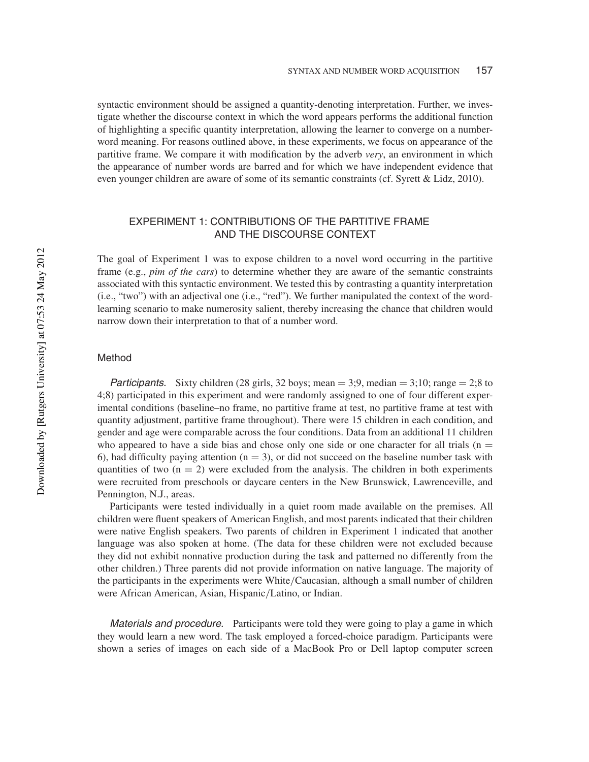syntactic environment should be assigned a quantity-denoting interpretation. Further, we investigate whether the discourse context in which the word appears performs the additional function of highlighting a specific quantity interpretation, allowing the learner to converge on a number-word meaning. For reasons outlined above, in these experiments, we focus on appearance of the partitive frame. We compare it with modification by the adverb *very*, an environment in which the appearance of number words are barred and for which we have independent evidence that even younger children are aware of some of its semantic constraints (cf. Syrett & Lidz, 2010).

## EXPERIMENT 1: CONTRIBUTIONS OF THE PARTITIVE FRAME AND THE DISCOURSE CONTEXT

The goal of Experiment 1 was to expose children to a novel word occurring in the partitive frame (e.g., *pim of the cars*) to determine whether they are aware of the semantic constraints associated with this syntactic environment. We tested this by contrasting a quantity interpretation (i.e., "two") with an adjectival one (i.e., "red"). We further manipulated the context of the word-learning scenario to make numerosity salient, thereby increasing the chance that children would narrow down their interpretation to that of a number word.

### Method

*Participants.* Sixty children (28 girls, 32 boys; mean = 3;9, median = 3;10; range = 2;8 to 4;8) participated in this experiment and were randomly assigned to one of four different experimental conditions (baseline–no frame, no partitive frame at test, no partitive frame at test with quantity adjustment, partitive frame throughout). There were 15 children in each condition, and gender and age were comparable across the four conditions. Data from an additional 11 children who appeared to have a side bias and chose only one side or one character for all trials (n = 6), had difficulty paying attention (n = 3), or did not succeed on the baseline number task with quantities of two (n = 2) were excluded from the analysis. The children in both experiments were recruited from preschools or daycare centers in the New Brunswick, Lawrenceville, and Pennington, N.J., areas.

Participants were tested individually in a quiet room made available on the premises. All children were fluent speakers of American English, and most parents indicated that their children were native English speakers. Two parents of children in Experiment 1 indicated that another language was also spoken at home. (The data for these children were not excluded because they did not exhibit nonnative production during the task and patterned no differently from the other children.) Three parents did not provide information on native language. The majority of the participants in the experiments were White/Caucasian, although a small number of children were African American, Asian, Hispanic/Latino, or Indian.

*Materials and procedure.* Participants were told they were going to play a game in which they would learn a new word. The task employed a forced-choice paradigm. Participants were shown a series of images on each side of a MacBook Pro or Dell laptop computer screen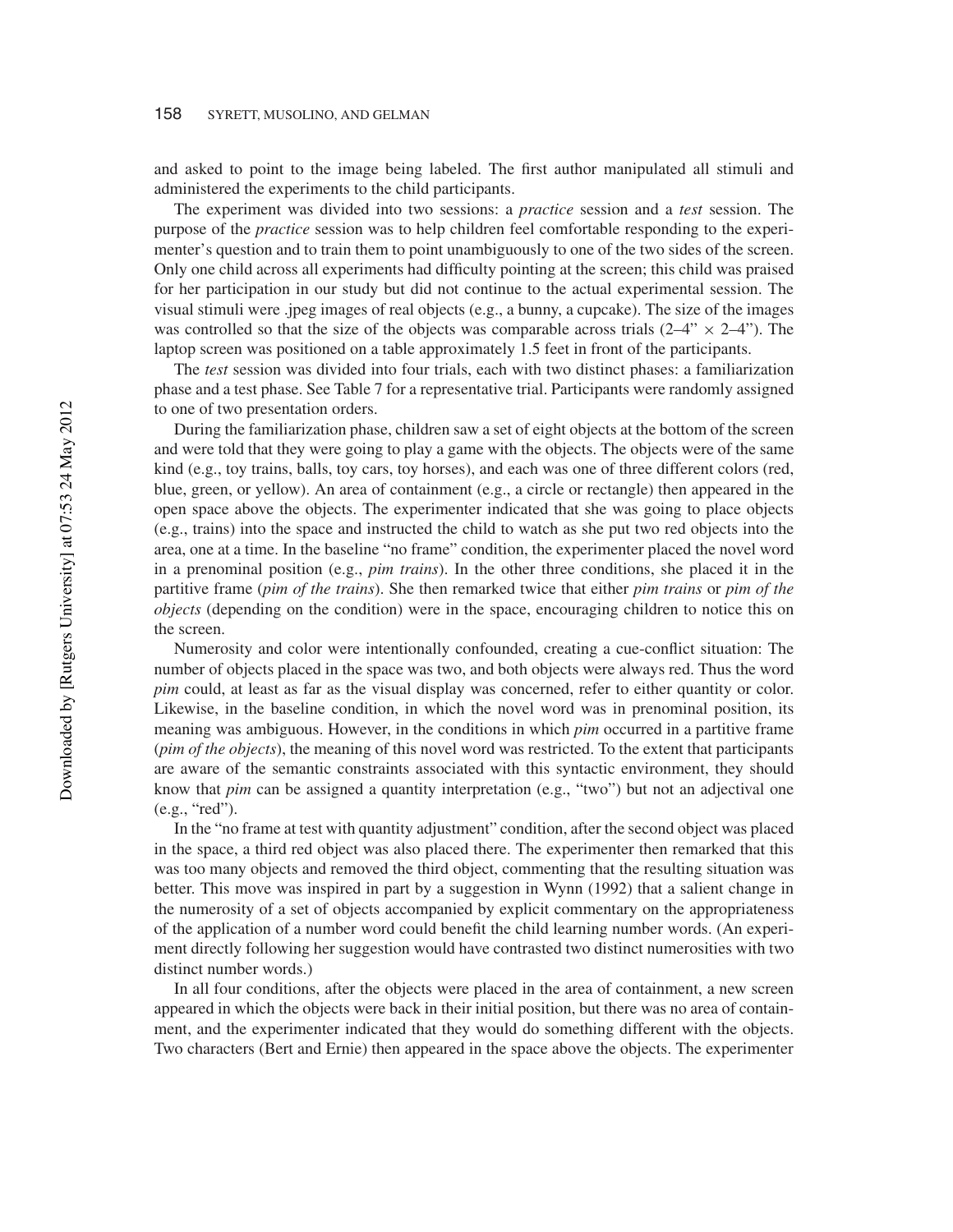and asked to point to the image being labeled. The first author manipulated all stimuli and administered the experiments to the child participants.

The experiment was divided into two sessions: a *practice* session and a *test* session. The purpose of the *practice* session was to help children feel comfortable responding to the experimenter's question and to train them to point unambiguously to one of the two sides of the screen. Only one child across all experiments had difficulty pointing at the screen; this child was praised for her participation in our study but did not continue to the actual experimental session. The visual stimuli were .jpeg images of real objects (e.g., a bunny, a cupcake). The size of the images was controlled so that the size of the objects was comparable across trials (2–4" × 2–4"). The laptop screen was positioned on a table approximately 1.5 feet in front of the participants.

The *test* session was divided into four trials, each with two distinct phases: a familiarization phase and a test phase. See Table 7 for a representative trial. Participants were randomly assigned to one of two presentation orders.

During the familiarization phase, children saw a set of eight objects at the bottom of the screen and were told that they were going to play a game with the objects. The objects were of the same kind (e.g., toy trains, balls, toy cars, toy horses), and each was one of three different colors (red, blue, green, or yellow). An area of containment (e.g., a circle or rectangle) then appeared in the open space above the objects. The experimenter indicated that she was going to place objects (e.g., trains) into the space and instructed the child to watch as she put two red objects into the area, one at a time. In the baseline "no frame" condition, the experimenter placed the novel word in a prenominal position (e.g., *pim trains*). In the other three conditions, she placed it in the partitive frame (*pim of the trains*). She then remarked twice that either *pim trains* or *pim of the objects* (depending on the condition) were in the space, encouraging children to notice this on the screen.

Numerosity and color were intentionally confounded, creating a cue-conflict situation: The number of objects placed in the space was two, and both objects were always red. Thus the word *pim* could, at least as far as the visual display was concerned, refer to either quantity or color. Likewise, in the baseline condition, in which the novel word was in prenominal position, its meaning was ambiguous. However, in the conditions in which *pim* occurred in a partitive frame (*pim of the objects*), the meaning of this novel word was restricted. To the extent that participants are aware of the semantic constraints associated with this syntactic environment, they should know that *pim* can be assigned a quantity interpretation (e.g., "two") but not an adjectival one (e.g., "red").

In the "no frame at test with quantity adjustment" condition, after the second object was placed in the space, a third red object was also placed there. The experimenter then remarked that this was too many objects and removed the third object, commenting that the resulting situation was better. This move was inspired in part by a suggestion in Wynn (1992) that a salient change in the numerosity of a set of objects accompanied by explicit commentary on the appropriateness of the application of a number word could benefit the child learning number words. (An experiment directly following her suggestion would have contrasted two distinct numerosities with two distinct number words.)

In all four conditions, after the objects were placed in the area of containment, a new screen appeared in which the objects were back in their initial position, but there was no area of containment, and the experimenter indicated that they would do something different with the objects. Two characters (Bert and Ernie) then appeared in the space above the objects. The experimenter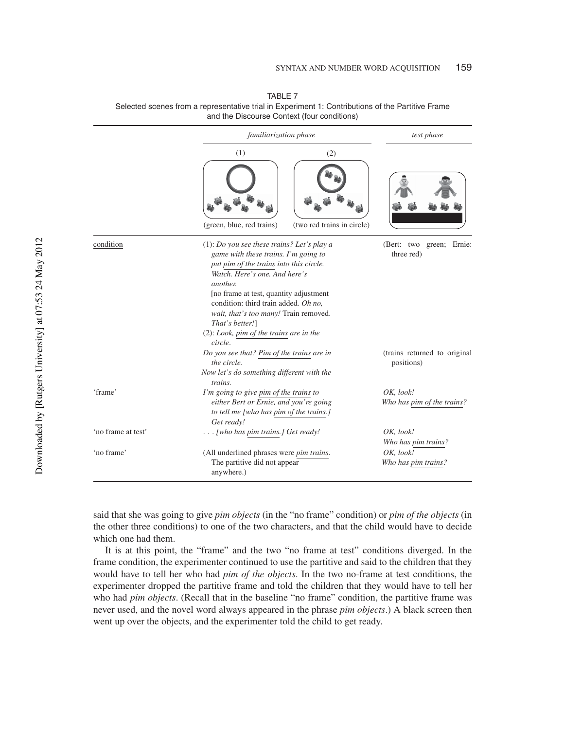TABLE 7
Selected scenes from a representative trial in Experiment 1: Contributions of the Partitive Frame and the Discourse Context (four conditions)

| | *familiarization phase* | | *test phase* |
|---|---|---|---|
| | (1) (green, blue, red trains) | (2) (two red trains in circle) | |
| condition | (1): *Do you see these trains? Let's play a game with these trains. I'm going to put pim of the trains into this circle. Watch. Here's one. And here's another.* [no frame at test, quantity adjustment condition: third train added. *Oh no, wait, that's too many!* Train removed. *That's better!*] (2): *Look, pim of the trains are in the circle.* | | (Bert: two green; Ernie: three red) |
| | *Do you see that? Pim of the trains are in the circle. Now let's do something different with the trains.* | | (trains returned to original positions) |
| 'frame' | *I'm going to give pim of the trains to either Bert or Ernie, and you're going to tell me [who has pim of the trains.] Get ready!* | | *OK, look! Who has pim of the trains?* |
| 'no frame at test' | . . . *[who has pim trains.] Get ready!* | | *OK, look! Who has pim trains?* |
| 'no frame' | (All underlined phrases were *pim trains*. The partitive did not appear anywhere.) | | *OK, look! Who has pim trains?* |

said that she was going to give *pim objects* (in the "no frame" condition) or *pim of the objects* (in the other three conditions) to one of the two characters, and that the child would have to decide which one had them.

It is at this point, the "frame" and the two "no frame at test" conditions diverged. In the frame condition, the experimenter continued to use the partitive and said to the children that they would have to tell her who had *pim of the objects*. In the two no-frame at test conditions, the experimenter dropped the partitive frame and told the children that they would have to tell her who had *pim objects*. (Recall that in the baseline "no frame" condition, the partitive frame was never used, and the novel word always appeared in the phrase *pim objects*.) A black screen then went up over the objects, and the experimenter told the child to get ready.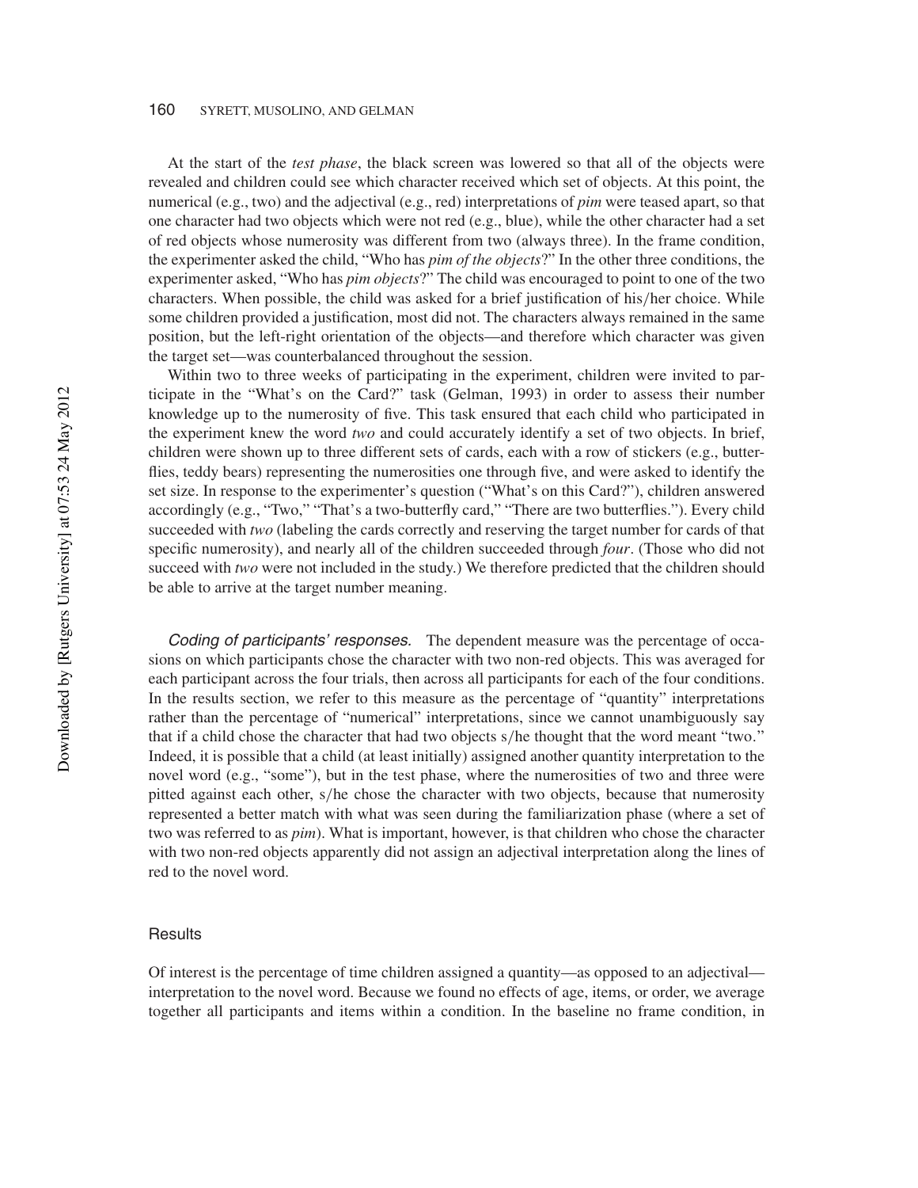At the start of the *test phase*, the black screen was lowered so that all of the objects were revealed and children could see which character received which set of objects. At this point, the numerical (e.g., two) and the adjectival (e.g., red) interpretations of *pim* were teased apart, so that one character had two objects which were not red (e.g., blue), while the other character had a set of red objects whose numerosity was different from two (always three). In the frame condition, the experimenter asked the child, "Who has *pim of the objects*?" In the other three conditions, the experimenter asked, "Who has *pim objects*?" The child was encouraged to point to one of the two characters. When possible, the child was asked for a brief justification of his/her choice. While some children provided a justification, most did not. The characters always remained in the same position, but the left-right orientation of the objects—and therefore which character was given the target set—was counterbalanced throughout the session.

Within two to three weeks of participating in the experiment, children were invited to participate in the "What's on the Card?" task (Gelman, 1993) in order to assess their number knowledge up to the numerosity of five. This task ensured that each child who participated in the experiment knew the word *two* and could accurately identify a set of two objects. In brief, children were shown up to three different sets of cards, each with a row of stickers (e.g., butterflies, teddy bears) representing the numerosities one through five, and were asked to identify the set size. In response to the experimenter's question ("What's on this Card?"), children answered accordingly (e.g., "Two," "That's a two-butterfly card," "There are two butterflies."). Every child succeeded with *two* (labeling the cards correctly and reserving the target number for cards of that specific numerosity), and nearly all of the children succeeded through *four*. (Those who did not succeed with *two* were not included in the study.) We therefore predicted that the children should be able to arrive at the target number meaning.

*Coding of participants' responses.* The dependent measure was the percentage of occasions on which participants chose the character with two non-red objects. This was averaged for each participant across the four trials, then across all participants for each of the four conditions. In the results section, we refer to this measure as the percentage of "quantity" interpretations rather than the percentage of "numerical" interpretations, since we cannot unambiguously say that if a child chose the character that had two objects s/he thought that the word meant "two." Indeed, it is possible that a child (at least initially) assigned another quantity interpretation to the novel word (e.g., "some"), but in the test phase, where the numerosities of two and three were pitted against each other, s/he chose the character with two objects, because that numerosity represented a better match with what was seen during the familiarization phase (where a set of two was referred to as *pim*). What is important, however, is that children who chose the character with two non-red objects apparently did not assign an adjectival interpretation along the lines of red to the novel word.

### Results

Of interest is the percentage of time children assigned a quantity—as opposed to an adjectival—interpretation to the novel word. Because we found no effects of age, items, or order, we average together all participants and items within a condition. In the baseline no frame condition, in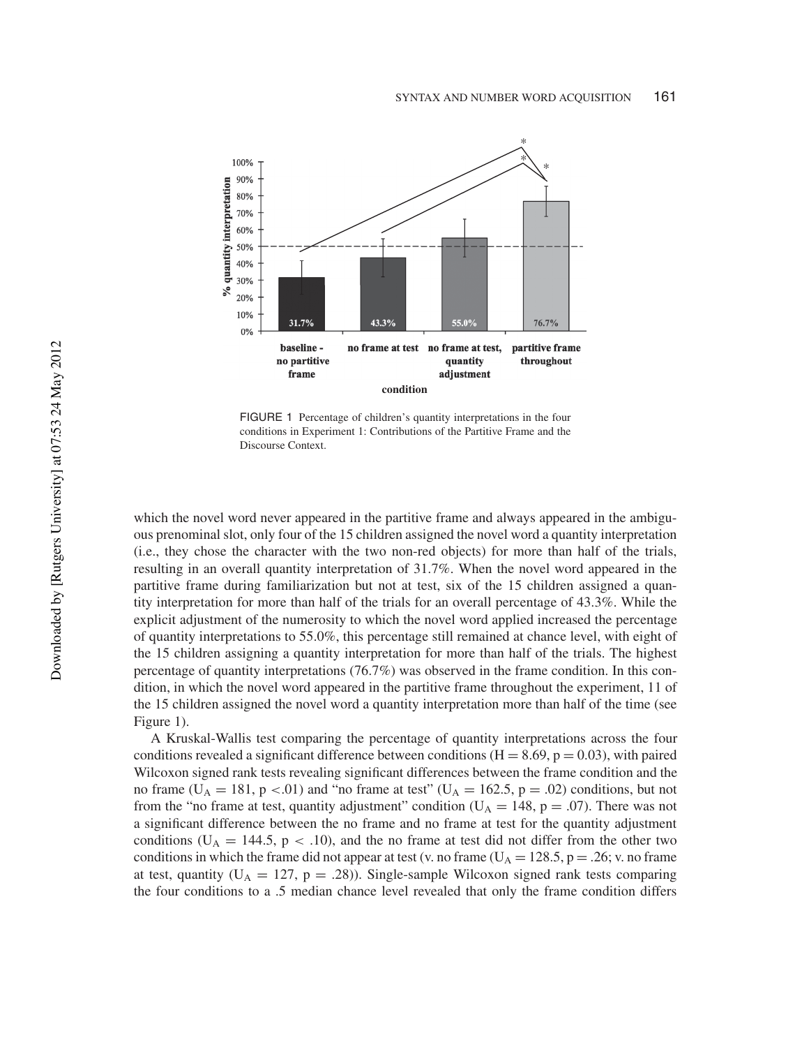FIGURE 1 Percentage of children's quantity interpretations in the four conditions in Experiment 1: Contributions of the Partitive Frame and the Discourse Context.

which the novel word never appeared in the partitive frame and always appeared in the ambiguous prenominal slot, only four of the 15 children assigned the novel word a quantity interpretation (i.e., they chose the character with the two non-red objects) for more than half of the trials, resulting in an overall quantity interpretation of 31.7%. When the novel word appeared in the partitive frame during familiarization but not at test, six of the 15 children assigned a quantity interpretation for more than half of the trials for an overall percentage of 43.3%. While the explicit adjustment of the numerosity to which the novel word applied increased the percentage of quantity interpretations to 55.0%, this percentage still remained at chance level, with eight of the 15 children assigning a quantity interpretation for more than half of the trials. The highest percentage of quantity interpretations (76.7%) was observed in the frame condition. In this condition, in which the novel word appeared in the partitive frame throughout the experiment, 11 of the 15 children assigned the novel word a quantity interpretation more than half of the time (see Figure 1).

A Kruskal-Wallis test comparing the percentage of quantity interpretations across the four conditions revealed a significant difference between conditions ($H = 8.69$, $p = 0.03$), with paired Wilcoxon signed rank tests revealing significant differences between the frame condition and the no frame ($U_A = 181$, $p < .01$) and "no frame at test" ($U_A = 162.5$, $p = .02$) conditions, but not from the "no frame at test, quantity adjustment" condition ($U_A = 148$, $p = .07$). There was not a significant difference between the no frame and no frame at test for the quantity adjustment conditions ($U_A = 144.5$, $p < .10$), and the no frame at test did not differ from the other two conditions in which the frame did not appear at test (v. no frame ($U_A = 128.5$, $p = .26$; v. no frame at test, quantity ($U_A = 127$, $p = .28$)). Single-sample Wilcoxon signed rank tests comparing the four conditions to a .5 median chance level revealed that only the frame condition differs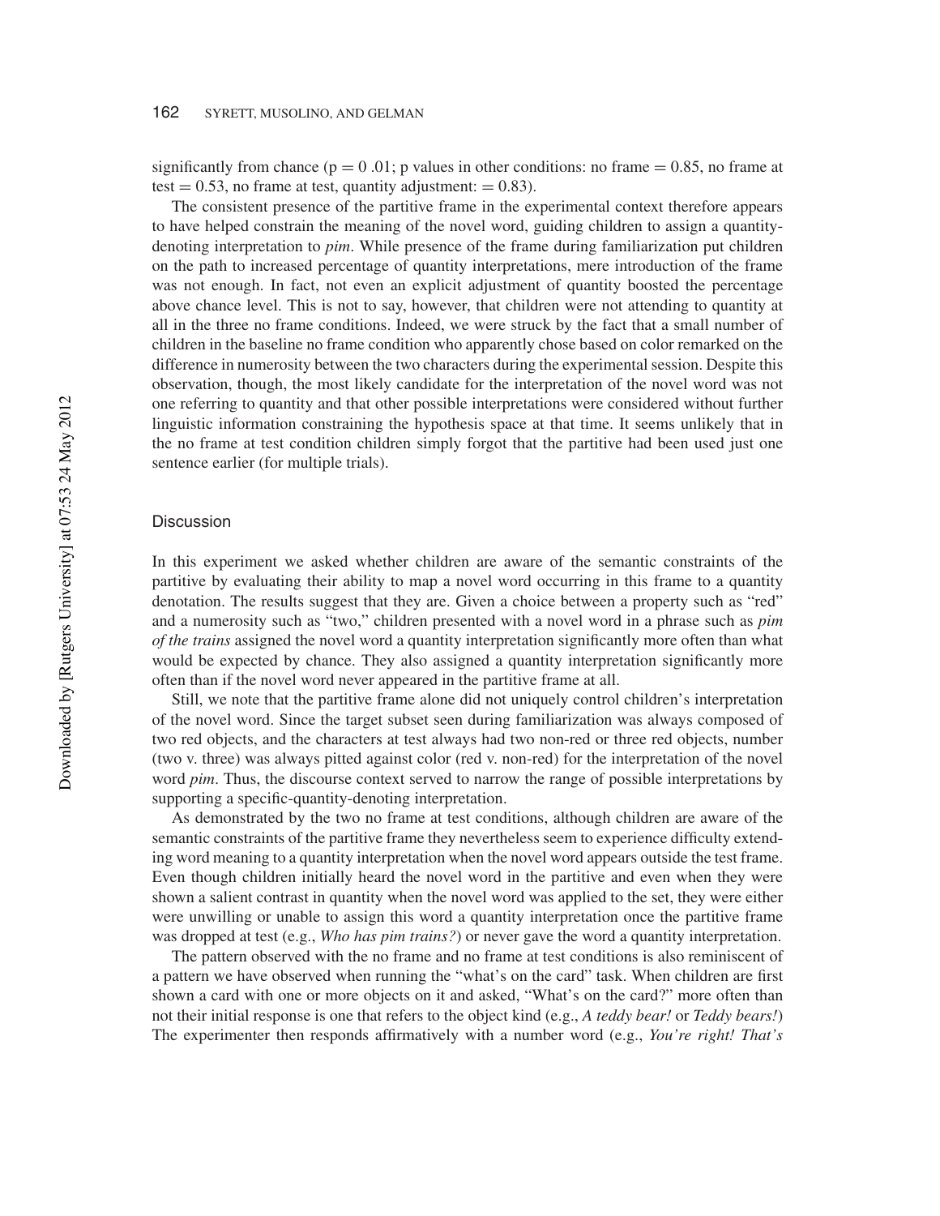significantly from chance (p = 0 .01; p values in other conditions: no frame = 0.85, no frame at test = 0.53, no frame at test, quantity adjustment: = 0.83).

The consistent presence of the partitive frame in the experimental context therefore appears to have helped constrain the meaning of the novel word, guiding children to assign a quantity-denoting interpretation to *pim*. While presence of the frame during familiarization put children on the path to increased percentage of quantity interpretations, mere introduction of the frame was not enough. In fact, not even an explicit adjustment of quantity boosted the percentage above chance level. This is not to say, however, that children were not attending to quantity at all in the three no frame conditions. Indeed, we were struck by the fact that a small number of children in the baseline no frame condition who apparently chose based on color remarked on the difference in numerosity between the two characters during the experimental session. Despite this observation, though, the most likely candidate for the interpretation of the novel word was not one referring to quantity and that other possible interpretations were considered without further linguistic information constraining the hypothesis space at that time. It seems unlikely that in the no frame at test condition children simply forgot that the partitive had been used just one sentence earlier (for multiple trials).

## Discussion

In this experiment we asked whether children are aware of the semantic constraints of the partitive by evaluating their ability to map a novel word occurring in this frame to a quantity denotation. The results suggest that they are. Given a choice between a property such as "red" and a numerosity such as "two," children presented with a novel word in a phrase such as *pim of the trains* assigned the novel word a quantity interpretation significantly more often than what would be expected by chance. They also assigned a quantity interpretation significantly more often than if the novel word never appeared in the partitive frame at all.

Still, we note that the partitive frame alone did not uniquely control children's interpretation of the novel word. Since the target subset seen during familiarization was always composed of two red objects, and the characters at test always had two non-red or three red objects, number (two v. three) was always pitted against color (red v. non-red) for the interpretation of the novel word *pim*. Thus, the discourse context served to narrow the range of possible interpretations by supporting a specific-quantity-denoting interpretation.

As demonstrated by the two no frame at test conditions, although children are aware of the semantic constraints of the partitive frame they nevertheless seem to experience difficulty extending word meaning to a quantity interpretation when the novel word appears outside the test frame. Even though children initially heard the novel word in the partitive and even when they were shown a salient contrast in quantity when the novel word was applied to the set, they were either were unwilling or unable to assign this word a quantity interpretation once the partitive frame was dropped at test (e.g., *Who has pim trains?*) or never gave the word a quantity interpretation.

The pattern observed with the no frame and no frame at test conditions is also reminiscent of a pattern we have observed when running the "what's on the card" task. When children are first shown a card with one or more objects on it and asked, "What's on the card?" more often than not their initial response is one that refers to the object kind (e.g., *A teddy bear!* or *Teddy bears!*) The experimenter then responds affirmatively with a number word (e.g., *You're right! That's*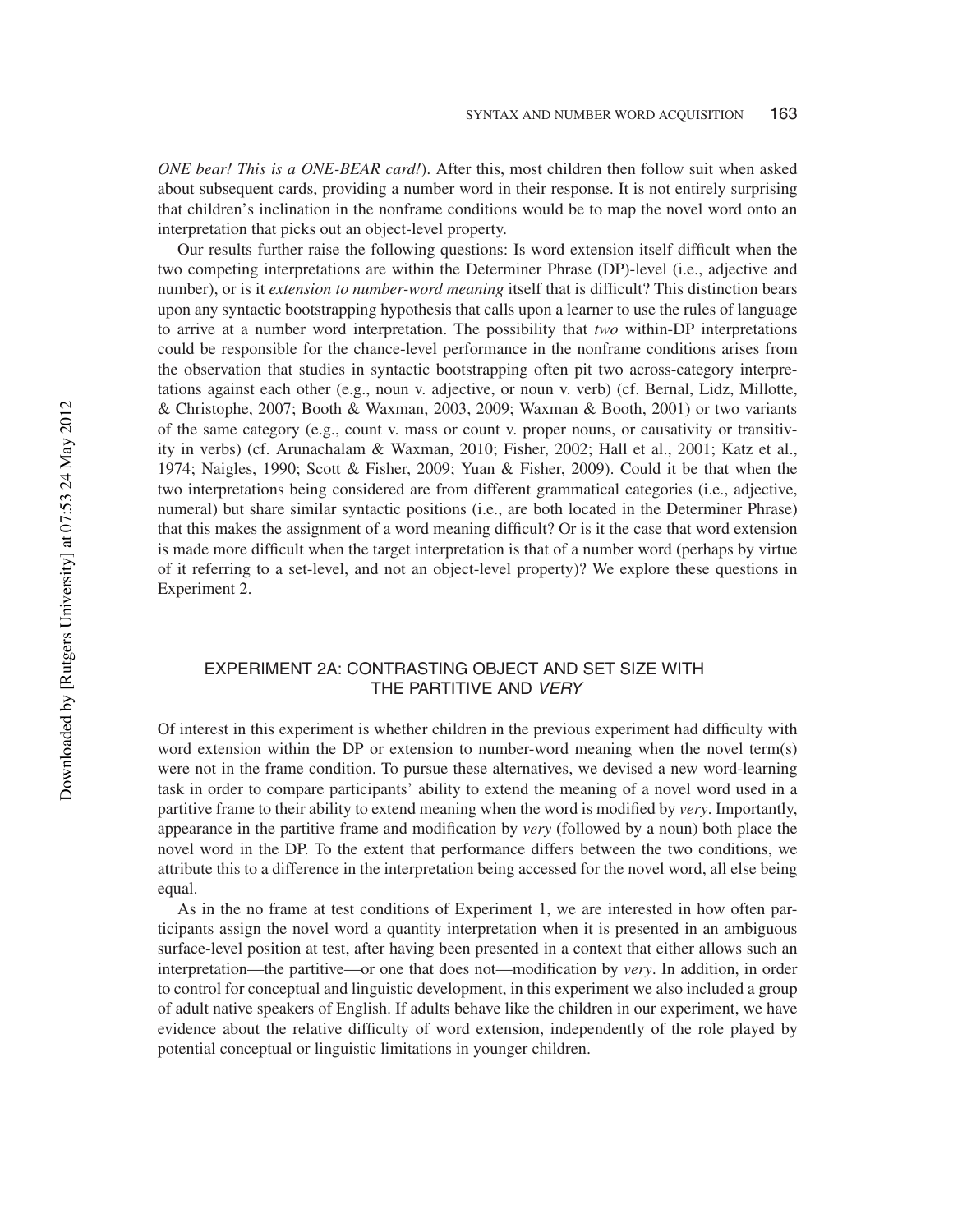*ONE bear! This is a ONE-BEAR card!*). After this, most children then follow suit when asked about subsequent cards, providing a number word in their response. It is not entirely surprising that children's inclination in the nonframe conditions would be to map the novel word onto an interpretation that picks out an object-level property.

Our results further raise the following questions: Is word extension itself difficult when the two competing interpretations are within the Determiner Phrase (DP)-level (i.e., adjective and number), or is it *extension to number-word meaning* itself that is difficult? This distinction bears upon any syntactic bootstrapping hypothesis that calls upon a learner to use the rules of language to arrive at a number word interpretation. The possibility that *two* within-DP interpretations could be responsible for the chance-level performance in the nonframe conditions arises from the observation that studies in syntactic bootstrapping often pit two across-category interpretations against each other (e.g., noun v. adjective, or noun v. verb) (cf. Bernal, Lidz, Millotte, & Christophe, 2007; Booth & Waxman, 2003, 2009; Waxman & Booth, 2001) or two variants of the same category (e.g., count v. mass or count v. proper nouns, or causativity or transitivity in verbs) (cf. Arunachalam & Waxman, 2010; Fisher, 2002; Hall et al., 2001; Katz et al., 1974; Naigles, 1990; Scott & Fisher, 2009; Yuan & Fisher, 2009). Could it be that when the two interpretations being considered are from different grammatical categories (i.e., adjective, numeral) but share similar syntactic positions (i.e., are both located in the Determiner Phrase) that this makes the assignment of a word meaning difficult? Or is it the case that word extension is made more difficult when the target interpretation is that of a number word (perhaps by virtue of it referring to a set-level, and not an object-level property)? We explore these questions in Experiment 2.

## EXPERIMENT 2A: CONTRASTING OBJECT AND SET SIZE WITH THE PARTITIVE AND *VERY*

Of interest in this experiment is whether children in the previous experiment had difficulty with word extension within the DP or extension to number-word meaning when the novel term(s) were not in the frame condition. To pursue these alternatives, we devised a new word-learning task in order to compare participants' ability to extend the meaning of a novel word used in a partitive frame to their ability to extend meaning when the word is modified by *very*. Importantly, appearance in the partitive frame and modification by *very* (followed by a noun) both place the novel word in the DP. To the extent that performance differs between the two conditions, we attribute this to a difference in the interpretation being accessed for the novel word, all else being equal.

As in the no frame at test conditions of Experiment 1, we are interested in how often participants assign the novel word a quantity interpretation when it is presented in an ambiguous surface-level position at test, after having been presented in a context that either allows such an interpretation—the partitive—or one that does not—modification by *very*. In addition, in order to control for conceptual and linguistic development, in this experiment we also included a group of adult native speakers of English. If adults behave like the children in our experiment, we have evidence about the relative difficulty of word extension, independently of the role played by potential conceptual or linguistic limitations in younger children.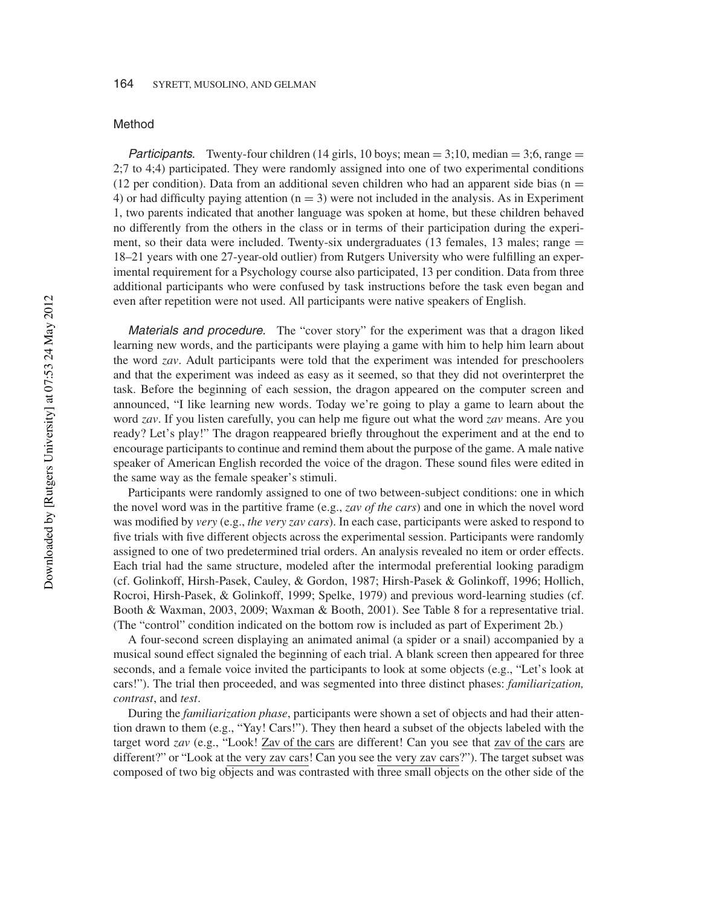### Method

*Participants.* Twenty-four children (14 girls, 10 boys; mean = 3;10, median = 3;6, range = 2;7 to 4;4) participated. They were randomly assigned into one of two experimental conditions (12 per condition). Data from an additional seven children who had an apparent side bias (n = 4) or had difficulty paying attention (n = 3) were not included in the analysis. As in Experiment 1, two parents indicated that another language was spoken at home, but these children behaved no differently from the others in the class or in terms of their participation during the experiment, so their data were included. Twenty-six undergraduates (13 females, 13 males; range = 18–21 years with one 27-year-old outlier) from Rutgers University who were fulfilling an experimental requirement for a Psychology course also participated, 13 per condition. Data from three additional participants who were confused by task instructions before the task even began and even after repetition were not used. All participants were native speakers of English.

*Materials and procedure.* The "cover story" for the experiment was that a dragon liked learning new words, and the participants were playing a game with him to help him learn about the word *zav*. Adult participants were told that the experiment was intended for preschoolers and that the experiment was indeed as easy as it seemed, so that they did not overinterpret the task. Before the beginning of each session, the dragon appeared on the computer screen and announced, "I like learning new words. Today we're going to play a game to learn about the word *zav*. If you listen carefully, you can help me figure out what the word *zav* means. Are you ready? Let's play!" The dragon reappeared briefly throughout the experiment and at the end to encourage participants to continue and remind them about the purpose of the game. A male native speaker of American English recorded the voice of the dragon. These sound files were edited in the same way as the female speaker's stimuli.

Participants were randomly assigned to one of two between-subject conditions: one in which the novel word was in the partitive frame (e.g., *zav of the cars*) and one in which the novel word was modified by *very* (e.g., *the very zav cars*). In each case, participants were asked to respond to five trials with five different objects across the experimental session. Participants were randomly assigned to one of two predetermined trial orders. An analysis revealed no item or order effects. Each trial had the same structure, modeled after the intermodal preferential looking paradigm (cf. Golinkoff, Hirsh-Pasek, Cauley, & Gordon, 1987; Hirsh-Pasek & Golinkoff, 1996; Hollich, Rocroi, Hirsh-Pasek, & Golinkoff, 1999; Spelke, 1979) and previous word-learning studies (cf. Booth & Waxman, 2003, 2009; Waxman & Booth, 2001). See Table 8 for a representative trial. (The "control" condition indicated on the bottom row is included as part of Experiment 2b.)

A four-second screen displaying an animated animal (a spider or a snail) accompanied by a musical sound effect signaled the beginning of each trial. A blank screen then appeared for three seconds, and a female voice invited the participants to look at some objects (e.g., "Let's look at cars!"). The trial then proceeded, and was segmented into three distinct phases: *familiarization, contrast*, and *test*.

During the *familiarization phase*, participants were shown a set of objects and had their attention drawn to them (e.g., "Yay! Cars!"). They then heard a subset of the objects labeled with the target word *zav* (e.g., "Look! Zav of the cars are different! Can you see that zav of the cars are different?" or "Look at the very zav cars! Can you see the very zav cars?"). The target subset was composed of two big objects and was contrasted with three small objects on the other side of the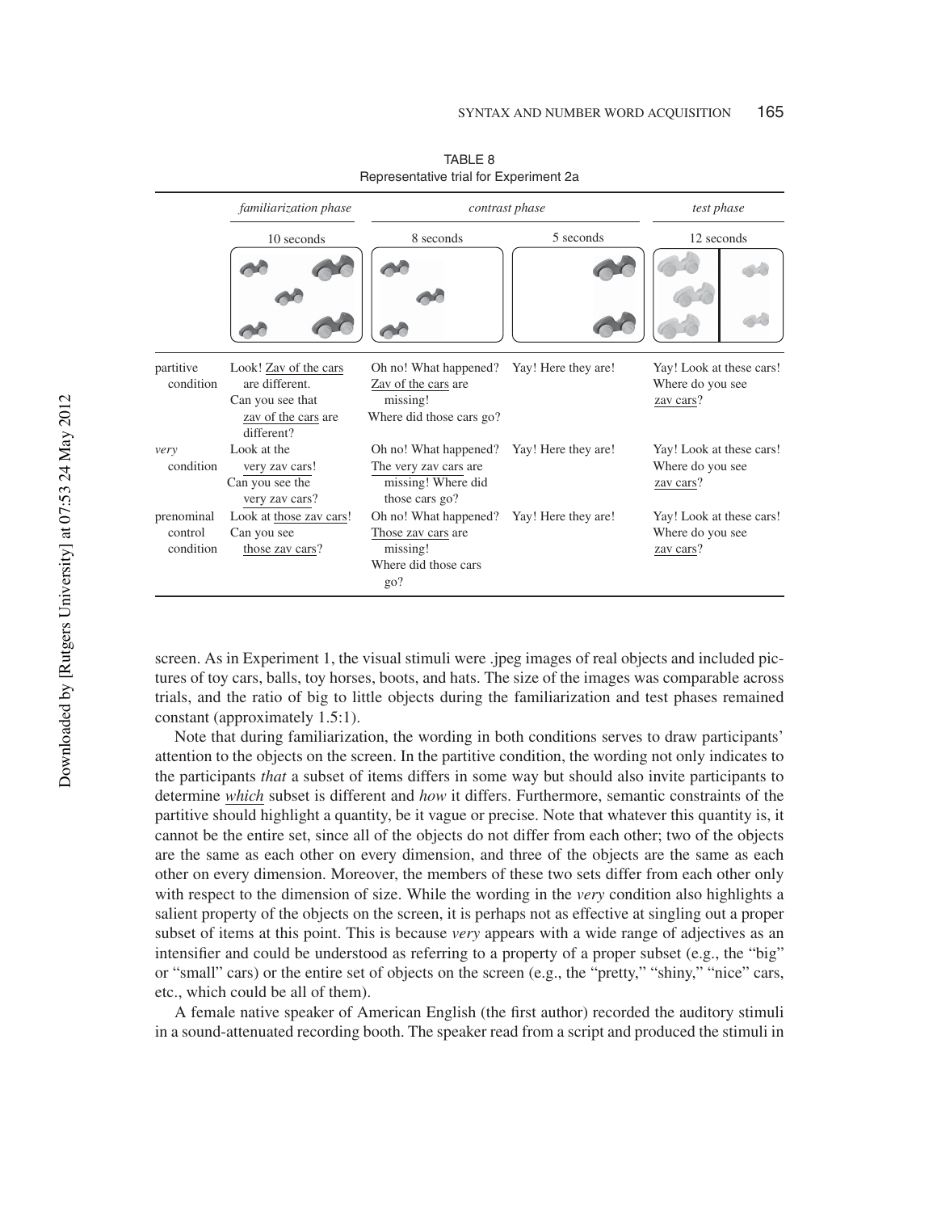TABLE 8
Representative trial for Experiment 2a

| | *familiarization phase* | *contrast phase* | | *test phase* |
|---|---|---|---|---|
| | 10 seconds | 8 seconds | 5 seconds | 12 seconds |
| partitive condition | Look! Zav of the cars are different. Can you see that zav of the cars are different? | Oh no! What happened? Zav of the cars are missing! Where did those cars go? | Yay! Here they are! | Yay! Look at these cars! Where do you see zav cars? |
| *very* condition | Look at the very zav cars! Can you see the very zav cars? | Oh no! What happened? The very zav cars are missing! Where did those cars go? | Yay! Here they are! | Yay! Look at these cars! Where do you see zav cars? |
| prenominal control condition | Look at those zav cars! Can you see those zav cars? | Oh no! What happened? Those zav cars are missing! Where did those cars go? | Yay! Here they are! | Yay! Look at these cars! Where do you see zav cars? |

screen. As in Experiment 1, the visual stimuli were .jpeg images of real objects and included pictures of toy cars, balls, toy horses, boots, and hats. The size of the images was comparable across trials, and the ratio of big to little objects during the familiarization and test phases remained constant (approximately 1.5:1).

Note that during familiarization, the wording in both conditions serves to draw participants' attention to the objects on the screen. In the partitive condition, the wording not only indicates to the participants *that* a subset of items differs in some way but should also invite participants to determine *which* subset is different and *how* it differs. Furthermore, semantic constraints of the partitive should highlight a quantity, be it vague or precise. Note that whatever this quantity is, it cannot be the entire set, since all of the objects do not differ from each other; two of the objects are the same as each other on every dimension, and three of the objects are the same as each other on every dimension. Moreover, the members of these two sets differ from each other only with respect to the dimension of size. While the wording in the *very* condition also highlights a salient property of the objects on the screen, it is perhaps not as effective at singling out a proper subset of items at this point. This is because *very* appears with a wide range of adjectives as an intensifier and could be understood as referring to a property of a proper subset (e.g., the "big" or "small" cars) or the entire set of objects on the screen (e.g., the "pretty," "shiny," "nice" cars, etc., which could be all of them).

A female native speaker of American English (the first author) recorded the auditory stimuli in a sound-attenuated recording booth. The speaker read from a script and produced the stimuli in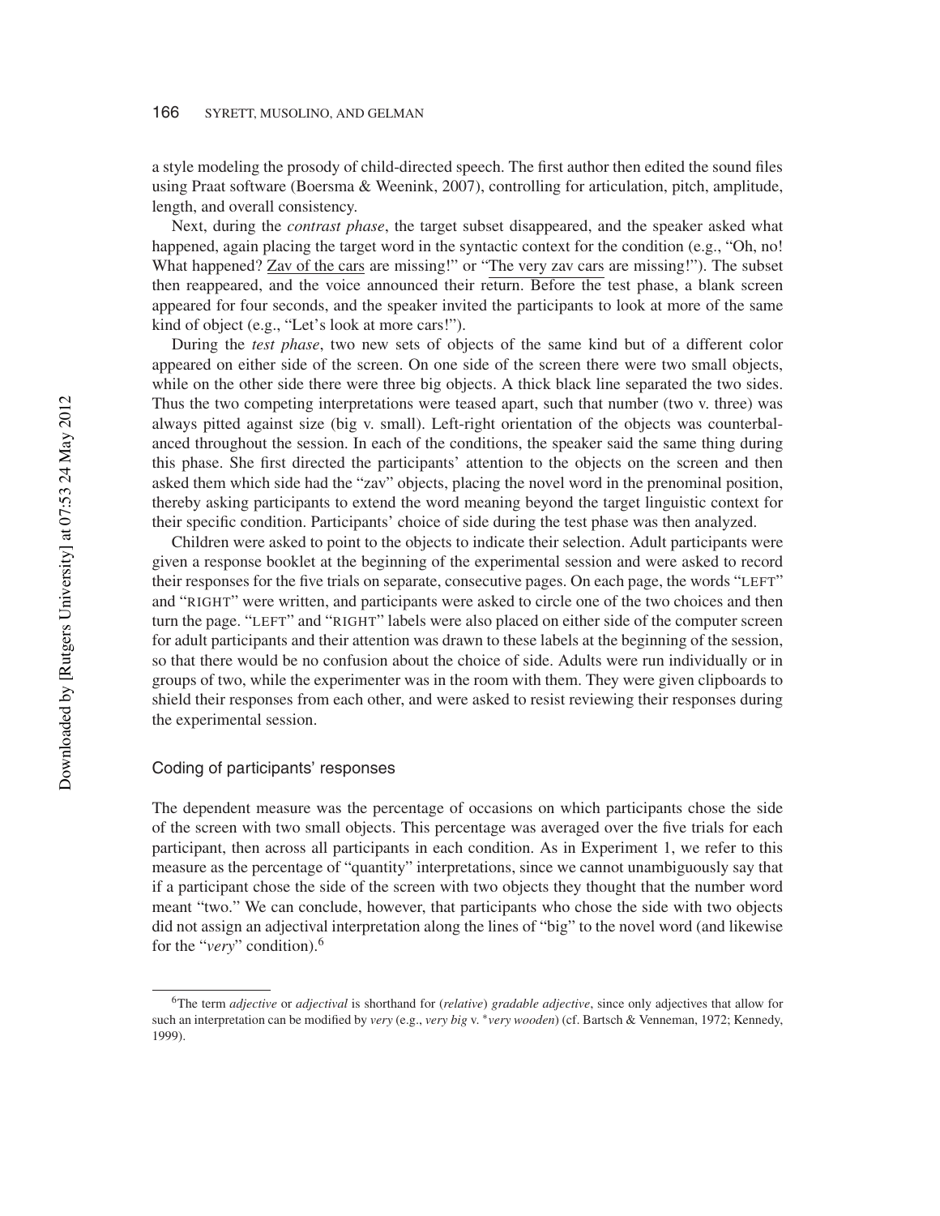a style modeling the prosody of child-directed speech. The first author then edited the sound files using Praat software (Boersma & Weenink, 2007), controlling for articulation, pitch, amplitude, length, and overall consistency.

Next, during the *contrast phase*, the target subset disappeared, and the speaker asked what happened, again placing the target word in the syntactic context for the condition (e.g., "Oh, no! What happened? Zav of the cars are missing!" or "The very zav cars are missing!"). The subset then reappeared, and the voice announced their return. Before the test phase, a blank screen appeared for four seconds, and the speaker invited the participants to look at more of the same kind of object (e.g., "Let's look at more cars!").

During the *test phase*, two new sets of objects of the same kind but of a different color appeared on either side of the screen. On one side of the screen there were two small objects, while on the other side there were three big objects. A thick black line separated the two sides. Thus the two competing interpretations were teased apart, such that number (two v. three) was always pitted against size (big v. small). Left-right orientation of the objects was counterbalanced throughout the session. In each of the conditions, the speaker said the same thing during this phase. She first directed the participants' attention to the objects on the screen and then asked them which side had the "zav" objects, placing the novel word in the prenominal position, thereby asking participants to extend the word meaning beyond the target linguistic context for their specific condition. Participants' choice of side during the test phase was then analyzed.

Children were asked to point to the objects to indicate their selection. Adult participants were given a response booklet at the beginning of the experimental session and were asked to record their responses for the five trials on separate, consecutive pages. On each page, the words "LEFT" and "RIGHT" were written, and participants were asked to circle one of the two choices and then turn the page. "LEFT" and "RIGHT" labels were also placed on either side of the computer screen for adult participants and their attention was drawn to these labels at the beginning of the session, so that there would be no confusion about the choice of side. Adults were run individually or in groups of two, while the experimenter was in the room with them. They were given clipboards to shield their responses from each other, and were asked to resist reviewing their responses during the experimental session.

### Coding of participants' responses

The dependent measure was the percentage of occasions on which participants chose the side of the screen with two small objects. This percentage was averaged over the five trials for each participant, then across all participants in each condition. As in Experiment 1, we refer to this measure as the percentage of "quantity" interpretations, since we cannot unambiguously say that if a participant chose the side of the screen with two objects they thought that the number word meant "two." We can conclude, however, that participants who chose the side with two objects did not assign an adjectival interpretation along the lines of "big" to the novel word (and likewise for the "*very*" condition).[6]

[6]The term *adjective* or *adjectival* is shorthand for (*relative*) *gradable adjective*, since only adjectives that allow for such an interpretation can be modified by *very* (e.g., *very big* v. **very wooden*) (cf. Bartsch & Venneman, 1972; Kennedy, 1999).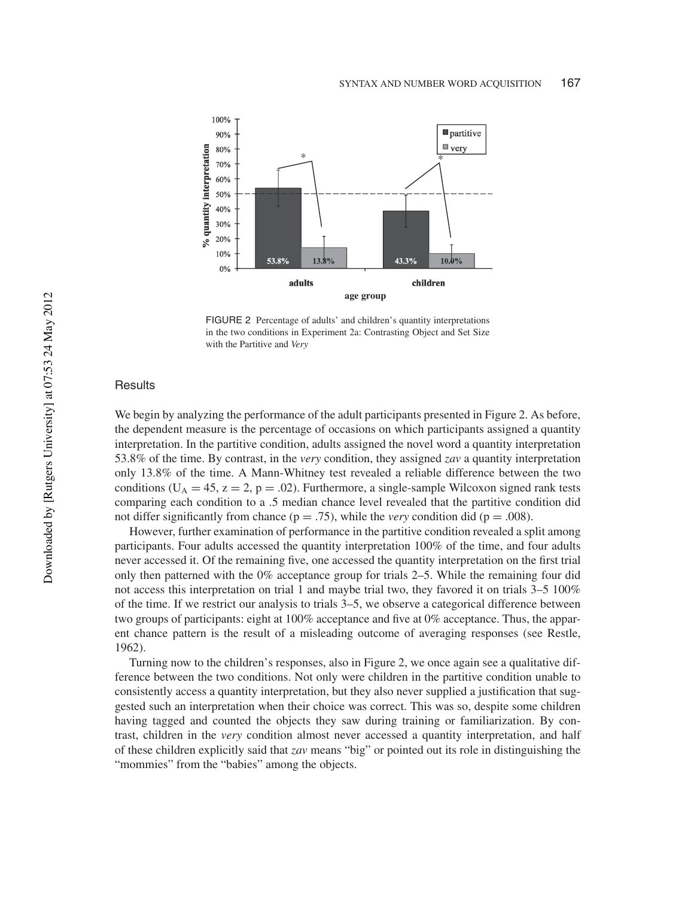FIGURE 2 Percentage of adults' and children's quantity interpretations in the two conditions in Experiment 2a: Contrasting Object and Set Size with the Partitive and *Very*

## Results

We begin by analyzing the performance of the adult participants presented in Figure 2. As before, the dependent measure is the percentage of occasions on which participants assigned a quantity interpretation. In the partitive condition, adults assigned the novel word a quantity interpretation 53.8% of the time. By contrast, in the *very* condition, they assigned *zav* a quantity interpretation only 13.8% of the time. A Mann-Whitney test revealed a reliable difference between the two conditions ($U_A = 45$, $z = 2$, $p = .02$). Furthermore, a single-sample Wilcoxon signed rank tests comparing each condition to a .5 median chance level revealed that the partitive condition did not differ significantly from chance ($p = .75$), while the *very* condition did ($p = .008$).

However, further examination of performance in the partitive condition revealed a split among participants. Four adults accessed the quantity interpretation 100% of the time, and four adults never accessed it. Of the remaining five, one accessed the quantity interpretation on the first trial only then patterned with the 0% acceptance group for trials 2–5. While the remaining four did not access this interpretation on trial 1 and maybe trial two, they favored it on trials 3–5 100% of the time. If we restrict our analysis to trials 3–5, we observe a categorical difference between two groups of participants: eight at 100% acceptance and five at 0% acceptance. Thus, the apparent chance pattern is the result of a misleading outcome of averaging responses (see Restle, 1962).

Turning now to the children's responses, also in Figure 2, we once again see a qualitative difference between the two conditions. Not only were children in the partitive condition unable to consistently access a quantity interpretation, but they also never supplied a justification that suggested such an interpretation when their choice was correct. This was so, despite some children having tagged and counted the objects they saw during training or familiarization. By contrast, children in the *very* condition almost never accessed a quantity interpretation, and half of these children explicitly said that *zav* means "big" or pointed out its role in distinguishing the "mommies" from the "babies" among the objects.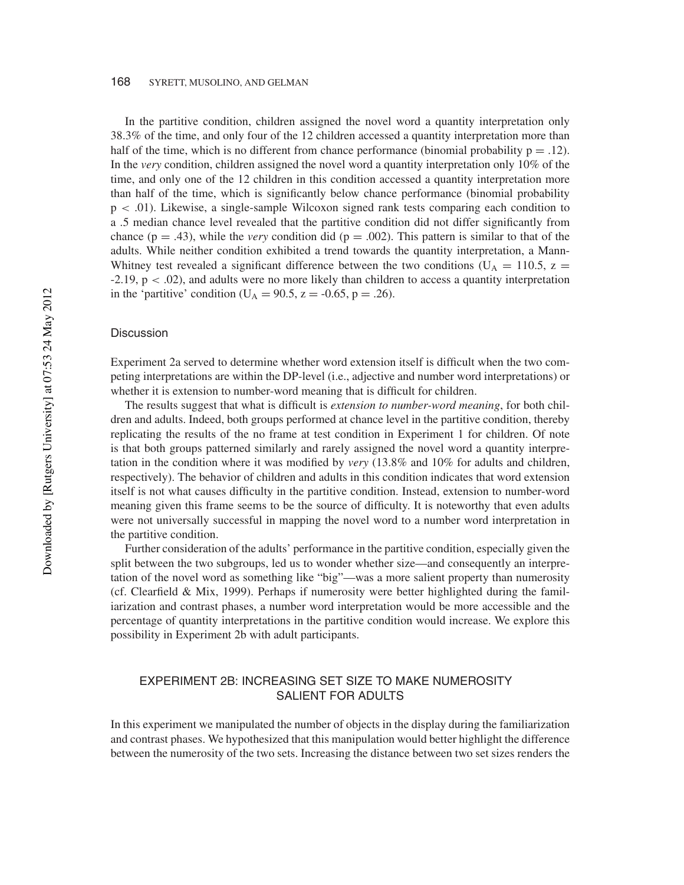In the partitive condition, children assigned the novel word a quantity interpretation only 38.3% of the time, and only four of the 12 children accessed a quantity interpretation more than half of the time, which is no different from chance performance (binomial probability $p = .12$). In the *very* condition, children assigned the novel word a quantity interpretation only 10% of the time, and only one of the 12 children in this condition accessed a quantity interpretation more than half of the time, which is significantly below chance performance (binomial probability $p < .01$). Likewise, a single-sample Wilcoxon signed rank tests comparing each condition to a .5 median chance level revealed that the partitive condition did not differ significantly from chance ($p = .43$), while the *very* condition did ($p = .002$). This pattern is similar to that of the adults. While neither condition exhibited a trend towards the quantity interpretation, a Mann-Whitney test revealed a significant difference between the two conditions ($U_A = 110.5$, $z = -2.19$, $p < .02$), and adults were no more likely than children to access a quantity interpretation in the 'partitive' condition ($U_A = 90.5$, $z = -0.65$, $p = .26$).

### Discussion

Experiment 2a served to determine whether word extension itself is difficult when the two competing interpretations are within the DP-level (i.e., adjective and number word interpretations) or whether it is extension to number-word meaning that is difficult for children.

The results suggest that what is difficult is *extension to number-word meaning*, for both children and adults. Indeed, both groups performed at chance level in the partitive condition, thereby replicating the results of the no frame at test condition in Experiment 1 for children. Of note is that both groups patterned similarly and rarely assigned the novel word a quantity interpretation in the condition where it was modified by *very* (13.8% and 10% for adults and children, respectively). The behavior of children and adults in this condition indicates that word extension itself is not what causes difficulty in the partitive condition. Instead, extension to number-word meaning given this frame seems to be the source of difficulty. It is noteworthy that even adults were not universally successful in mapping the novel word to a number word interpretation in the partitive condition.

Further consideration of the adults' performance in the partitive condition, especially given the split between the two subgroups, led us to wonder whether size—and consequently an interpretation of the novel word as something like "big"—was a more salient property than numerosity (cf. Clearfield & Mix, 1999). Perhaps if numerosity were better highlighted during the familiarization and contrast phases, a number word interpretation would be more accessible and the percentage of quantity interpretations in the partitive condition would increase. We explore this possibility in Experiment 2b with adult participants.

## EXPERIMENT 2B: INCREASING SET SIZE TO MAKE NUMEROSITY SALIENT FOR ADULTS

In this experiment we manipulated the number of objects in the display during the familiarization and contrast phases. We hypothesized that this manipulation would better highlight the difference between the numerosity of the two sets. Increasing the distance between two set sizes renders the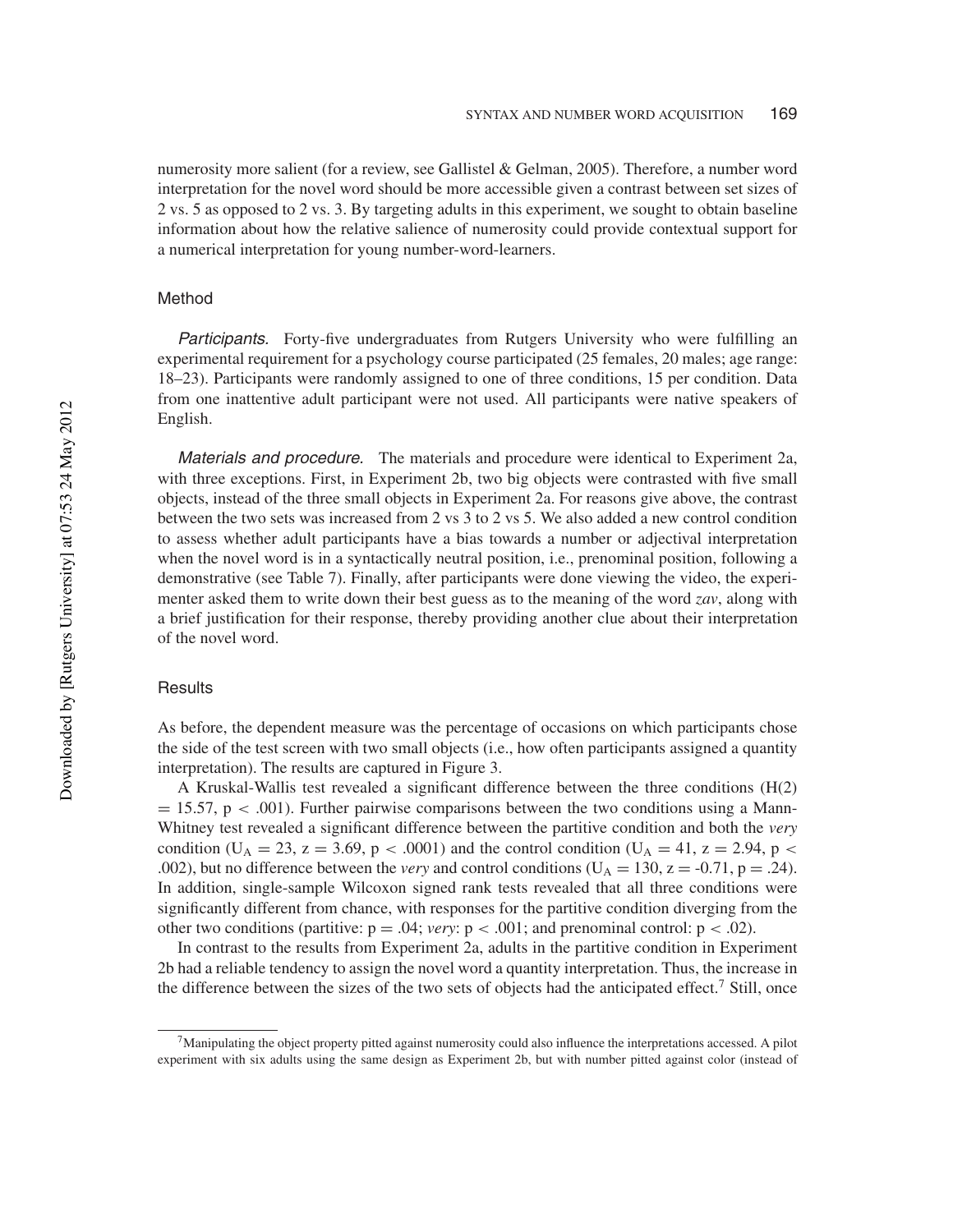numerosity more salient (for a review, see Gallistel & Gelman, 2005). Therefore, a number word interpretation for the novel word should be more accessible given a contrast between set sizes of 2 vs. 5 as opposed to 2 vs. 3. By targeting adults in this experiment, we sought to obtain baseline information about how the relative salience of numerosity could provide contextual support for a numerical interpretation for young number-word-learners.

### Method

*Participants.* Forty-five undergraduates from Rutgers University who were fulfilling an experimental requirement for a psychology course participated (25 females, 20 males; age range: 18–23). Participants were randomly assigned to one of three conditions, 15 per condition. Data from one inattentive adult participant were not used. All participants were native speakers of English.

*Materials and procedure.* The materials and procedure were identical to Experiment 2a, with three exceptions. First, in Experiment 2b, two big objects were contrasted with five small objects, instead of the three small objects in Experiment 2a. For reasons give above, the contrast between the two sets was increased from 2 vs 3 to 2 vs 5. We also added a new control condition to assess whether adult participants have a bias towards a number or adjectival interpretation when the novel word is in a syntactically neutral position, i.e., prenominal position, following a demonstrative (see Table 7). Finally, after participants were done viewing the video, the experimenter asked them to write down their best guess as to the meaning of the word *zav*, along with a brief justification for their response, thereby providing another clue about their interpretation of the novel word.

### Results

As before, the dependent measure was the percentage of occasions on which participants chose the side of the test screen with two small objects (i.e., how often participants assigned a quantity interpretation). The results are captured in Figure 3.

A Kruskal-Wallis test revealed a significant difference between the three conditions ($H(2) = 15.57$, $p < .001$). Further pairwise comparisons between the two conditions using a Mann-Whitney test revealed a significant difference between the partitive condition and both the *very* condition ($U_A = 23$, $z = 3.69$, $p < .0001$) and the control condition ($U_A = 41$, $z = 2.94$, $p < .002$), but no difference between the *very* and control conditions ($U_A = 130$, $z = -0.71$, $p = .24$). In addition, single-sample Wilcoxon signed rank tests revealed that all three conditions were significantly different from chance, with responses for the partitive condition diverging from the other two conditions (partitive: $p = .04$; *very*: $p < .001$; and prenominal control: $p < .02$).

In contrast to the results from Experiment 2a, adults in the partitive condition in Experiment 2b had a reliable tendency to assign the novel word a quantity interpretation. Thus, the increase in the difference between the sizes of the two sets of objects had the anticipated effect.[7] Still, once

[7] Manipulating the object property pitted against numerosity could also influence the interpretations accessed. A pilot experiment with six adults using the same design as Experiment 2b, but with number pitted against color (instead of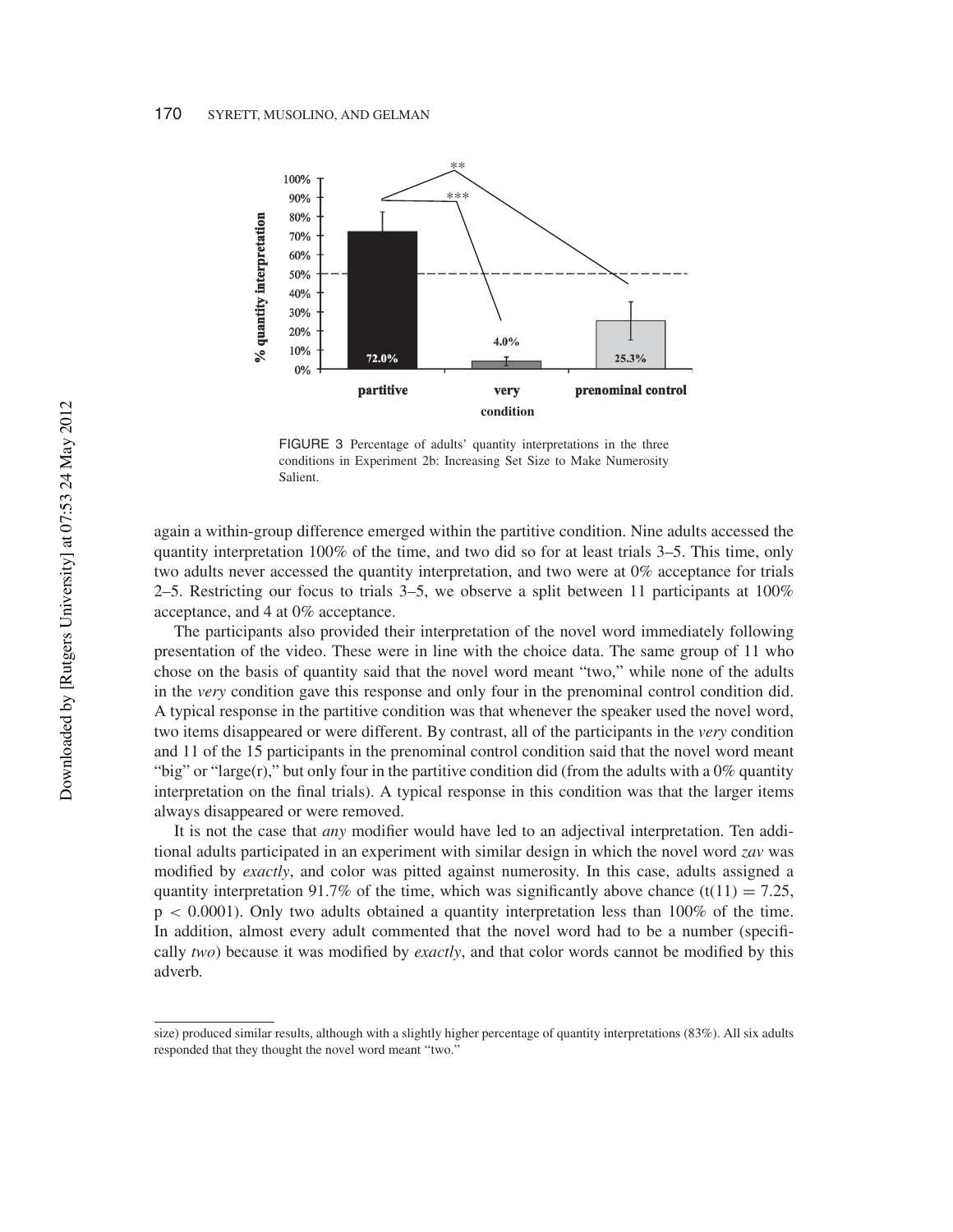FIGURE 3 Percentage of adults' quantity interpretations in the three conditions in Experiment 2b: Increasing Set Size to Make Numerosity Salient.

again a within-group difference emerged within the partitive condition. Nine adults accessed the quantity interpretation 100% of the time, and two did so for at least trials 3–5. This time, only two adults never accessed the quantity interpretation, and two were at 0% acceptance for trials 2–5. Restricting our focus to trials 3–5, we observe a split between 11 participants at 100% acceptance, and 4 at 0% acceptance.

The participants also provided their interpretation of the novel word immediately following presentation of the video. These were in line with the choice data. The same group of 11 who chose on the basis of quantity said that the novel word meant "two," while none of the adults in the *very* condition gave this response and only four in the prenominal control condition did. A typical response in the partitive condition was that whenever the speaker used the novel word, two items disappeared or were different. By contrast, all of the participants in the *very* condition and 11 of the 15 participants in the prenominal control condition said that the novel word meant "big" or "large(r)," but only four in the partitive condition did (from the adults with a 0% quantity interpretation on the final trials). A typical response in this condition was that the larger items always disappeared or were removed.

It is not the case that *any* modifier would have led to an adjectival interpretation. Ten additional adults participated in an experiment with similar design in which the novel word *zav* was modified by *exactly*, and color was pitted against numerosity. In this case, adults assigned a quantity interpretation 91.7% of the time, which was significantly above chance ($t(11) = 7.25$, $p < 0.0001$). Only two adults obtained a quantity interpretation less than 100% of the time. In addition, almost every adult commented that the novel word had to be a number (specifically *two*) because it was modified by *exactly*, and that color words cannot be modified by this adverb.

---

size) produced similar results, although with a slightly higher percentage of quantity interpretations (83%). All six adults responded that they thought the novel word meant "two."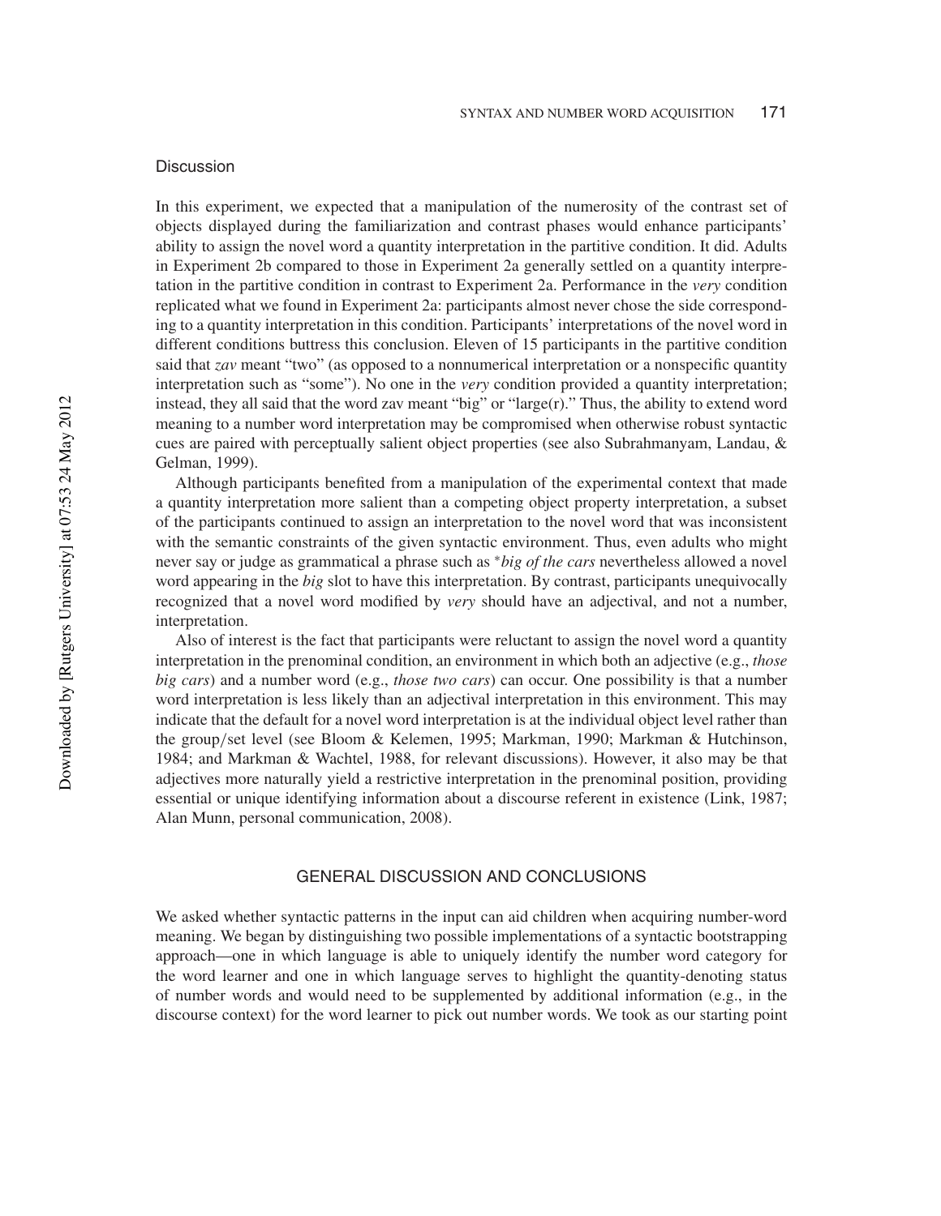### Discussion

In this experiment, we expected that a manipulation of the numerosity of the contrast set of objects displayed during the familiarization and contrast phases would enhance participants' ability to assign the novel word a quantity interpretation in the partitive condition. It did. Adults in Experiment 2b compared to those in Experiment 2a generally settled on a quantity interpretation in the partitive condition in contrast to Experiment 2a. Performance in the *very* condition replicated what we found in Experiment 2a: participants almost never chose the side corresponding to a quantity interpretation in this condition. Participants' interpretations of the novel word in different conditions buttress this conclusion. Eleven of 15 participants in the partitive condition said that *zav* meant "two" (as opposed to a nonnumerical interpretation or a nonspecific quantity interpretation such as "some"). No one in the *very* condition provided a quantity interpretation; instead, they all said that the word zav meant "big" or "large(r)." Thus, the ability to extend word meaning to a number word interpretation may be compromised when otherwise robust syntactic cues are paired with perceptually salient object properties (see also Subrahmanyam, Landau, & Gelman, 1999).

Although participants benefited from a manipulation of the experimental context that made a quantity interpretation more salient than a competing object property interpretation, a subset of the participants continued to assign an interpretation to the novel word that was inconsistent with the semantic constraints of the given syntactic environment. Thus, even adults who might never say or judge as grammatical a phrase such as *\*big of the cars* nevertheless allowed a novel word appearing in the *big* slot to have this interpretation. By contrast, participants unequivocally recognized that a novel word modified by *very* should have an adjectival, and not a number, interpretation.

Also of interest is the fact that participants were reluctant to assign the novel word a quantity interpretation in the prenominal condition, an environment in which both an adjective (e.g., *those big cars*) and a number word (e.g., *those two cars*) can occur. One possibility is that a number word interpretation is less likely than an adjectival interpretation in this environment. This may indicate that the default for a novel word interpretation is at the individual object level rather than the group/set level (see Bloom & Kelemen, 1995; Markman, 1990; Markman & Hutchinson, 1984; and Markman & Wachtel, 1988, for relevant discussions). However, it also may be that adjectives more naturally yield a restrictive interpretation in the prenominal position, providing essential or unique identifying information about a discourse referent in existence (Link, 1987; Alan Munn, personal communication, 2008).

## GENERAL DISCUSSION AND CONCLUSIONS

We asked whether syntactic patterns in the input can aid children when acquiring number-word meaning. We began by distinguishing two possible implementations of a syntactic bootstrapping approach—one in which language is able to uniquely identify the number word category for the word learner and one in which language serves to highlight the quantity-denoting status of number words and would need to be supplemented by additional information (e.g., in the discourse context) for the word learner to pick out number words. We took as our starting point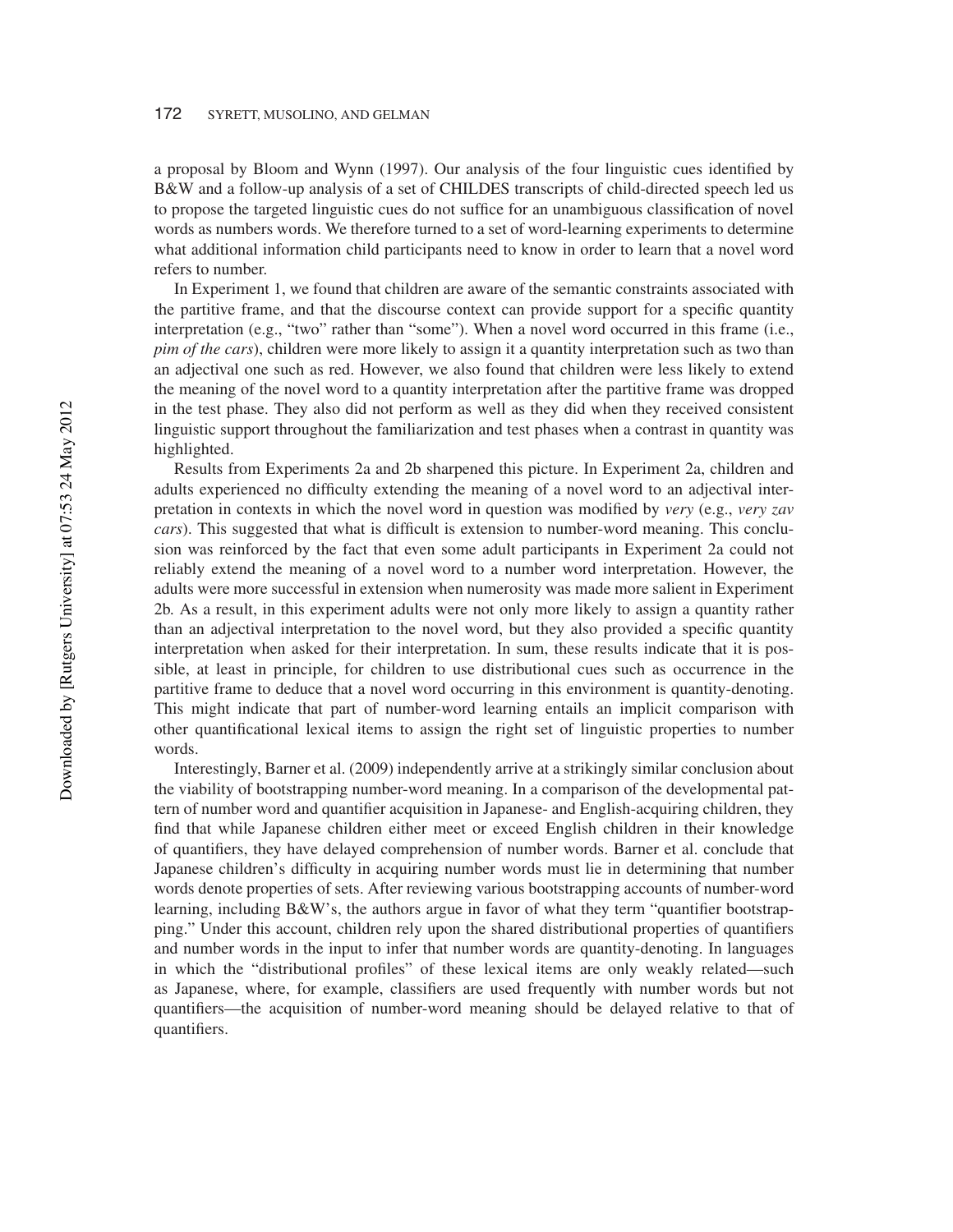a proposal by Bloom and Wynn (1997). Our analysis of the four linguistic cues identified by B&W and a follow-up analysis of a set of CHILDES transcripts of child-directed speech led us to propose the targeted linguistic cues do not suffice for an unambiguous classification of novel words as numbers words. We therefore turned to a set of word-learning experiments to determine what additional information child participants need to know in order to learn that a novel word refers to number.

In Experiment 1, we found that children are aware of the semantic constraints associated with the partitive frame, and that the discourse context can provide support for a specific quantity interpretation (e.g., "two" rather than "some"). When a novel word occurred in this frame (i.e., *pim of the cars*), children were more likely to assign it a quantity interpretation such as two than an adjectival one such as red. However, we also found that children were less likely to extend the meaning of the novel word to a quantity interpretation after the partitive frame was dropped in the test phase. They also did not perform as well as they did when they received consistent linguistic support throughout the familiarization and test phases when a contrast in quantity was highlighted.

Results from Experiments 2a and 2b sharpened this picture. In Experiment 2a, children and adults experienced no difficulty extending the meaning of a novel word to an adjectival interpretation in contexts in which the novel word in question was modified by *very* (e.g., *very zav cars*). This suggested that what is difficult is extension to number-word meaning. This conclusion was reinforced by the fact that even some adult participants in Experiment 2a could not reliably extend the meaning of a novel word to a number word interpretation. However, the adults were more successful in extension when numerosity was made more salient in Experiment 2b. As a result, in this experiment adults were not only more likely to assign a quantity rather than an adjectival interpretation to the novel word, but they also provided a specific quantity interpretation when asked for their interpretation. In sum, these results indicate that it is possible, at least in principle, for children to use distributional cues such as occurrence in the partitive frame to deduce that a novel word occurring in this environment is quantity-denoting. This might indicate that part of number-word learning entails an implicit comparison with other quantificational lexical items to assign the right set of linguistic properties to number words.

Interestingly, Barner et al. (2009) independently arrive at a strikingly similar conclusion about the viability of bootstrapping number-word meaning. In a comparison of the developmental pattern of number word and quantifier acquisition in Japanese- and English-acquiring children, they find that while Japanese children either meet or exceed English children in their knowledge of quantifiers, they have delayed comprehension of number words. Barner et al. conclude that Japanese children's difficulty in acquiring number words must lie in determining that number words denote properties of sets. After reviewing various bootstrapping accounts of number-word learning, including B&W's, the authors argue in favor of what they term "quantifier bootstrapping." Under this account, children rely upon the shared distributional properties of quantifiers and number words in the input to infer that number words are quantity-denoting. In languages in which the "distributional profiles" of these lexical items are only weakly related—such as Japanese, where, for example, classifiers are used frequently with number words but not quantifiers—the acquisition of number-word meaning should be delayed relative to that of quantifiers.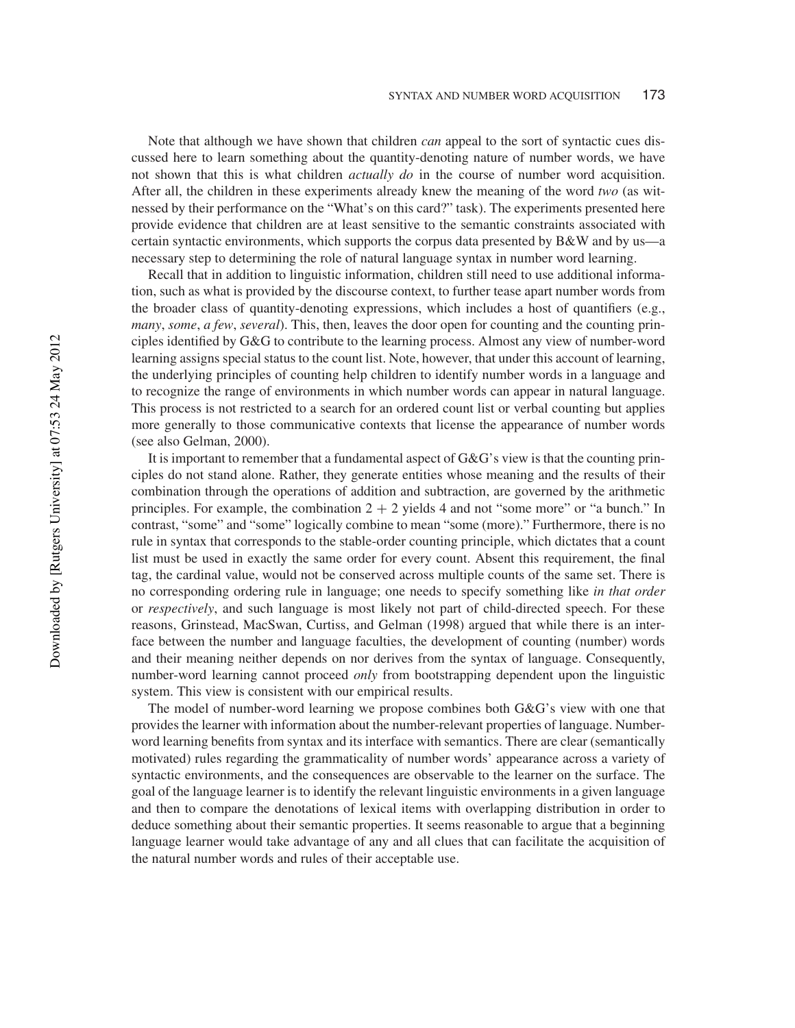Note that although we have shown that children *can* appeal to the sort of syntactic cues discussed here to learn something about the quantity-denoting nature of number words, we have not shown that this is what children *actually do* in the course of number word acquisition. After all, the children in these experiments already knew the meaning of the word *two* (as witnessed by their performance on the "What's on this card?" task). The experiments presented here provide evidence that children are at least sensitive to the semantic constraints associated with certain syntactic environments, which supports the corpus data presented by B&W and by us—a necessary step to determining the role of natural language syntax in number word learning.

Recall that in addition to linguistic information, children still need to use additional information, such as what is provided by the discourse context, to further tease apart number words from the broader class of quantity-denoting expressions, which includes a host of quantifiers (e.g., *many*, *some*, *a few*, *several*). This, then, leaves the door open for counting and the counting principles identified by G&G to contribute to the learning process. Almost any view of number-word learning assigns special status to the count list. Note, however, that under this account of learning, the underlying principles of counting help children to identify number words in a language and to recognize the range of environments in which number words can appear in natural language. This process is not restricted to a search for an ordered count list or verbal counting but applies more generally to those communicative contexts that license the appearance of number words (see also Gelman, 2000).

It is important to remember that a fundamental aspect of G&G's view is that the counting principles do not stand alone. Rather, they generate entities whose meaning and the results of their combination through the operations of addition and subtraction, are governed by the arithmetic principles. For example, the combination $2 + 2$ yields 4 and not "some more" or "a bunch." In contrast, "some" and "some" logically combine to mean "some (more)." Furthermore, there is no rule in syntax that corresponds to the stable-order counting principle, which dictates that a count list must be used in exactly the same order for every count. Absent this requirement, the final tag, the cardinal value, would not be conserved across multiple counts of the same set. There is no corresponding ordering rule in language; one needs to specify something like *in that order* or *respectively*, and such language is most likely not part of child-directed speech. For these reasons, Grinstead, MacSwan, Curtiss, and Gelman (1998) argued that while there is an interface between the number and language faculties, the development of counting (number) words and their meaning neither depends on nor derives from the syntax of language. Consequently, number-word learning cannot proceed *only* from bootstrapping dependent upon the linguistic system. This view is consistent with our empirical results.

The model of number-word learning we propose combines both G&G's view with one that provides the learner with information about the number-relevant properties of language. Number-word learning benefits from syntax and its interface with semantics. There are clear (semantically motivated) rules regarding the grammaticality of number words' appearance across a variety of syntactic environments, and the consequences are observable to the learner on the surface. The goal of the language learner is to identify the relevant linguistic environments in a given language and then to compare the denotations of lexical items with overlapping distribution in order to deduce something about their semantic properties. It seems reasonable to argue that a beginning language learner would take advantage of any and all clues that can facilitate the acquisition of the natural number words and rules of their acceptable use.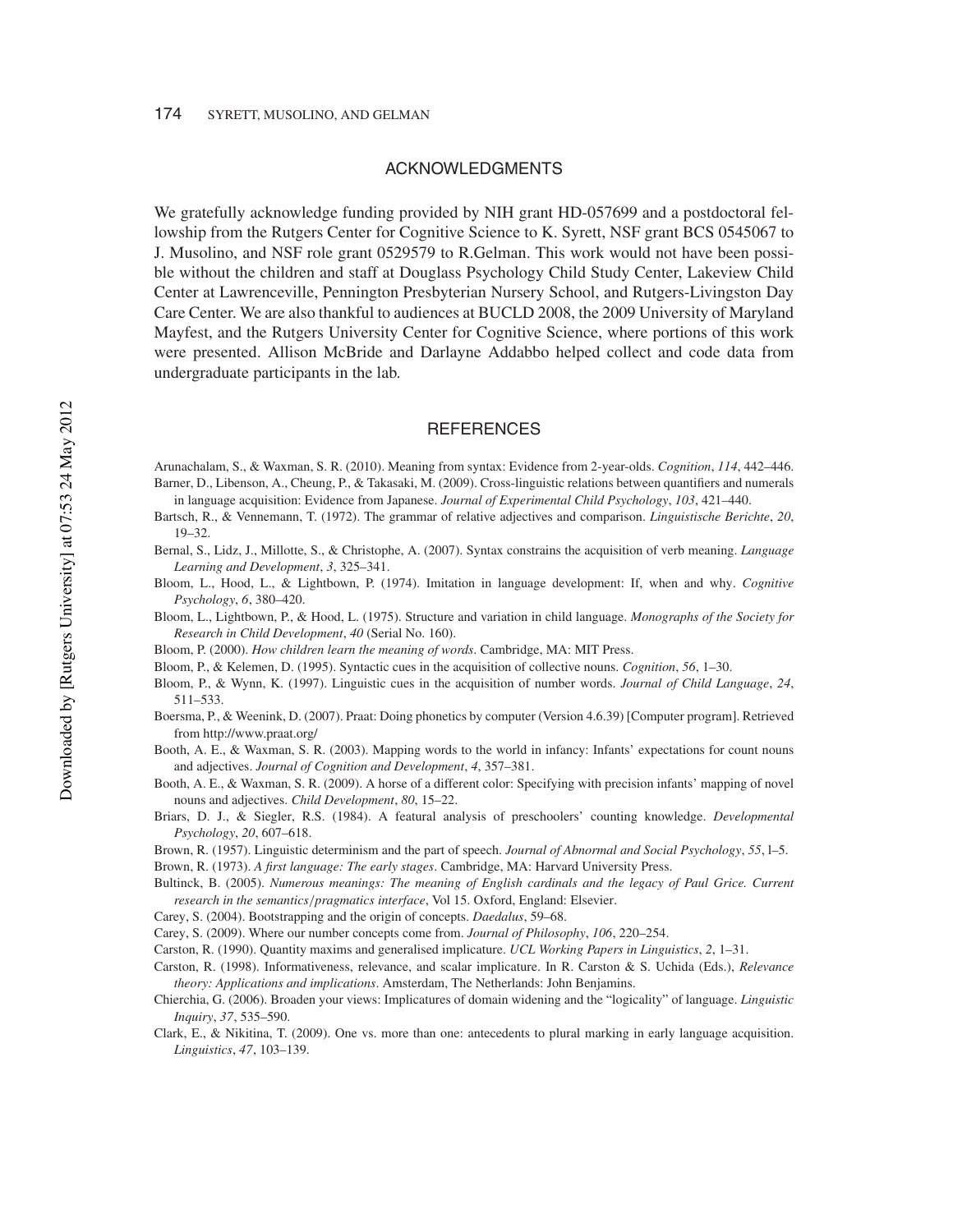## ACKNOWLEDGMENTS

We gratefully acknowledge funding provided by NIH grant HD-057699 and a postdoctoral fellowship from the Rutgers Center for Cognitive Science to K. Syrett, NSF grant BCS 0545067 to J. Musolino, and NSF role grant 0529579 to R.Gelman. This work would not have been possible without the children and staff at Douglass Psychology Child Study Center, Lakeview Child Center at Lawrenceville, Pennington Presbyterian Nursery School, and Rutgers-Livingston Day Care Center. We are also thankful to audiences at BUCLD 2008, the 2009 University of Maryland Mayfest, and the Rutgers University Center for Cognitive Science, where portions of this work were presented. Allison McBride and Darlayne Addabbo helped collect and code data from undergraduate participants in the lab.

## REFERENCES

Arunachalam, S., & Waxman, S. R. (2010). Meaning from syntax: Evidence from 2-year-olds. *Cognition*, *114*, 442–446.

Barner, D., Libenson, A., Cheung, P., & Takasaki, M. (2009). Cross-linguistic relations between quantifiers and numerals in language acquisition: Evidence from Japanese. *Journal of Experimental Child Psychology*, *103*, 421–440.

Bartsch, R., & Vennemann, T. (1972). The grammar of relative adjectives and comparison. *Linguistische Berichte*, *20*, 19–32.

Bernal, S., Lidz, J., Millotte, S., & Christophe, A. (2007). Syntax constrains the acquisition of verb meaning. *Language Learning and Development*, *3*, 325–341.

Bloom, L., Hood, L., & Lightbown, P. (1974). Imitation in language development: If, when and why. *Cognitive Psychology*, *6*, 380–420.

Bloom, L., Lightbown, P., & Hood, L. (1975). Structure and variation in child language. *Monographs of the Society for Research in Child Development*, *40* (Serial No. 160).

Bloom, P. (2000). *How children learn the meaning of words*. Cambridge, MA: MIT Press.

Bloom, P., & Kelemen, D. (1995). Syntactic cues in the acquisition of collective nouns. *Cognition*, *56*, 1–30.

Bloom, P., & Wynn, K. (1997). Linguistic cues in the acquisition of number words. *Journal of Child Language*, *24*, 511–533.

Boersma, P., & Weenink, D. (2007). Praat: Doing phonetics by computer (Version 4.6.39) [Computer program]. Retrieved from http://www.praat.org/

Booth, A. E., & Waxman, S. R. (2003). Mapping words to the world in infancy: Infants' expectations for count nouns and adjectives. *Journal of Cognition and Development*, *4*, 357–381.

Booth, A. E., & Waxman, S. R. (2009). A horse of a different color: Specifying with precision infants' mapping of novel nouns and adjectives. *Child Development*, *80*, 15–22.

Briars, D. J., & Siegler, R.S. (1984). A featural analysis of preschoolers' counting knowledge. *Developmental Psychology*, *20*, 607–618.

Brown, R. (1957). Linguistic determinism and the part of speech. *Journal of Abnormal and Social Psychology*, *55*, l–5.

Brown, R. (1973). *A first language: The early stages*. Cambridge, MA: Harvard University Press.

Bultinck, B. (2005). *Numerous meanings: The meaning of English cardinals and the legacy of Paul Grice. Current research in the semantics/pragmatics interface*, Vol 15. Oxford, England: Elsevier.

Carey, S. (2004). Bootstrapping and the origin of concepts. *Daedalus*, 59–68.

Carey, S. (2009). Where our number concepts come from. *Journal of Philosophy*, *106*, 220–254.

Carston, R. (1990). Quantity maxims and generalised implicature. *UCL Working Papers in Linguistics*, *2*, 1–31.

Carston, R. (1998). Informativeness, relevance, and scalar implicature. In R. Carston & S. Uchida (Eds.), *Relevance theory: Applications and implications*. Amsterdam, The Netherlands: John Benjamins.

Chierchia, G. (2006). Broaden your views: Implicatures of domain widening and the "logicality" of language. *Linguistic Inquiry*, *37*, 535–590.

Clark, E., & Nikitina, T. (2009). One vs. more than one: antecedents to plural marking in early language acquisition. *Linguistics*, *47*, 103–139.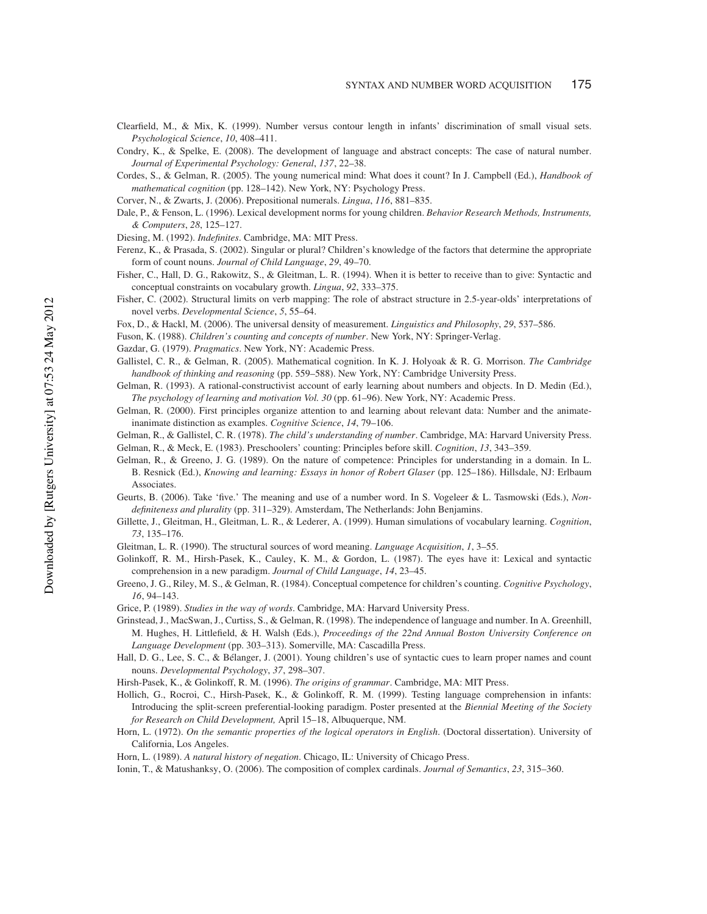Clearfield, M., & Mix, K. (1999). Number versus contour length in infants' discrimination of small visual sets. *Psychological Science*, *10*, 408–411.

Condry, K., & Spelke, E. (2008). The development of language and abstract concepts: The case of natural number. *Journal of Experimental Psychology: General*, *137*, 22–38.

Cordes, S., & Gelman, R. (2005). The young numerical mind: What does it count? In J. Campbell (Ed.), *Handbook of mathematical cognition* (pp. 128–142). New York, NY: Psychology Press.

Corver, N., & Zwarts, J. (2006). Prepositional numerals. *Lingua*, *116*, 881–835.

Dale, P., & Fenson, L. (1996). Lexical development norms for young children. *Behavior Research Methods, Instruments, & Computers*, *28*, 125–127.

Diesing, M. (1992). *Indefinites*. Cambridge, MA: MIT Press.

Ferenz, K., & Prasada, S. (2002). Singular or plural? Children's knowledge of the factors that determine the appropriate form of count nouns. *Journal of Child Language*, *29*, 49–70.

Fisher, C., Hall, D. G., Rakowitz, S., & Gleitman, L. R. (1994). When it is better to receive than to give: Syntactic and conceptual constraints on vocabulary growth. *Lingua*, *92*, 333–375.

Fisher, C. (2002). Structural limits on verb mapping: The role of abstract structure in 2.5-year-olds' interpretations of novel verbs. *Developmental Science*, *5*, 55–64.

Fox, D., & Hackl, M. (2006). The universal density of measurement. *Linguistics and Philosophy*, *29*, 537–586.

Fuson, K. (1988). *Children's counting and concepts of number*. New York, NY: Springer-Verlag.

Gazdar, G. (1979). *Pragmatics*. New York, NY: Academic Press.

Gallistel, C. R., & Gelman, R. (2005). Mathematical cognition. In K. J. Holyoak & R. G. Morrison. *The Cambridge handbook of thinking and reasoning* (pp. 559–588). New York, NY: Cambridge University Press.

Gelman, R. (1993). A rational-constructivist account of early learning about numbers and objects. In D. Medin (Ed.), *The psychology of learning and motivation Vol. 30* (pp. 61–96). New York, NY: Academic Press.

Gelman, R. (2000). First principles organize attention to and learning about relevant data: Number and the animate-inanimate distinction as examples. *Cognitive Science*, *14*, 79–106.

Gelman, R., & Gallistel, C. R. (1978). *The child's understanding of number*. Cambridge, MA: Harvard University Press.

Gelman, R., & Meck, E. (1983). Preschoolers' counting: Principles before skill. *Cognition*, *13*, 343–359.

Gelman, R., & Greeno, J. G. (1989). On the nature of competence: Principles for understanding in a domain. In L. B. Resnick (Ed.), *Knowing and learning: Essays in honor of Robert Glaser* (pp. 125–186). Hillsdale, NJ: Erlbaum Associates.

Geurts, B. (2006). Take 'five.' The meaning and use of a number word. In S. Vogeleer & L. Tasmowski (Eds.), *Non-definiteness and plurality* (pp. 311–329). Amsterdam, The Netherlands: John Benjamins.

Gillette, J., Gleitman, H., Gleitman, L. R., & Lederer, A. (1999). Human simulations of vocabulary learning. *Cognition*, *73*, 135–176.

Gleitman, L. R. (1990). The structural sources of word meaning. *Language Acquisition*, *1*, 3–55.

Golinkoff, R. M., Hirsh-Pasek, K., Cauley, K. M., & Gordon, L. (1987). The eyes have it: Lexical and syntactic comprehension in a new paradigm. *Journal of Child Language*, *14*, 23–45.

Greeno, J. G., Riley, M. S., & Gelman, R. (1984). Conceptual competence for children's counting. *Cognitive Psychology*, *16*, 94–143.

Grice, P. (1989). *Studies in the way of words*. Cambridge, MA: Harvard University Press.

Grinstead, J., MacSwan, J., Curtiss, S., & Gelman, R. (1998). The independence of language and number. In A. Greenhill, M. Hughes, H. Littlefield, & H. Walsh (Eds.), *Proceedings of the 22nd Annual Boston University Conference on Language Development* (pp. 303–313). Somerville, MA: Cascadilla Press.

Hall, D. G., Lee, S. C., & Bélanger, J. (2001). Young children's use of syntactic cues to learn proper names and count nouns. *Developmental Psychology*, *37*, 298–307.

Hirsh-Pasek, K., & Golinkoff, R. M. (1996). *The origins of grammar*. Cambridge, MA: MIT Press.

Hollich, G., Rocroi, C., Hirsh-Pasek, K., & Golinkoff, R. M. (1999). Testing language comprehension in infants: Introducing the split-screen preferential-looking paradigm. Poster presented at the *Biennial Meeting of the Society for Research on Child Development,* April 15–18, Albuquerque, NM.

Horn, L. (1972). *On the semantic properties of the logical operators in English*. (Doctoral dissertation). University of California, Los Angeles.

Horn, L. (1989). *A natural history of negation*. Chicago, IL: University of Chicago Press.

Ionin, T., & Matushanksy, O. (2006). The composition of complex cardinals. *Journal of Semantics*, *23*, 315–360.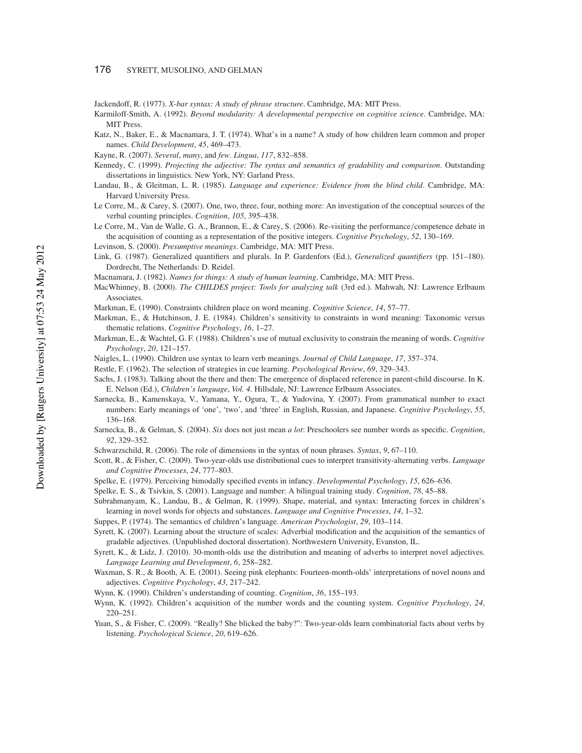Jackendoff, R. (1977). *X-bar syntax: A study of phrase structure*. Cambridge, MA: MIT Press.

Karmiloff-Smith, A. (1992). *Beyond modularity: A developmental perspective on cognitive science*. Cambridge, MA: MIT Press.

Katz, N., Baker, E., & Macnamara, J. T. (1974). What's in a name? A study of how children learn common and proper names. *Child Development*, *45*, 469–473.

Kayne, R. (2007). *Several*, *many*, and *few*. *Lingua*, *117*, 832–858.

Kennedy, C. (1999). *Projecting the adjective: The syntax and semantics of gradability and comparison*. Outstanding dissertations in linguistics. New York, NY: Garland Press.

Landau, B., & Gleitman, L. R. (1985). *Language and experience: Evidence from the blind child*. Cambridge, MA: Harvard University Press.

Le Corre, M., & Carey, S. (2007). One, two, three, four, nothing more: An investigation of the conceptual sources of the verbal counting principles. *Cognition*, *105*, 395–438.

Le Corre, M., Van de Walle, G. A., Brannon, E., & Carey, S. (2006). Re-visiting the performance/competence debate in the acquisition of counting as a representation of the positive integers. *Cognitive Psychology*, *52*, 130–169.

Levinson, S. (2000). *Presumptive meanings*. Cambridge, MA: MIT Press.

Link, G. (1987). Generalized quantifiers and plurals. In P. Gardenfors (Ed.), *Generalized quantifiers* (pp. 151–180). Dordrecht, The Netherlands: D. Reidel.

Macnamara, J. (1982). *Names for things: A study of human learning*. Cambridge, MA: MIT Press.

MacWhinney, B. (2000). *The CHILDES project: Tools for analyzing talk* (3rd ed.). Mahwah, NJ: Lawrence Erlbaum Associates.

Markman, E. (1990). Constraints children place on word meaning. *Cognitive Science*, *14*, 57–77.

Markman, E., & Hutchinson, J. E. (1984). Children's sensitivity to constraints in word meaning: Taxonomic versus thematic relations. *Cognitive Psychology*, *16*, 1–27.

Markman, E., & Wachtel, G. F. (1988). Children's use of mutual exclusivity to constrain the meaning of words. *Cognitive Psychology*, *20*, 121–157.

Naigles, L. (1990). Children use syntax to learn verb meanings. *Journal of Child Language*, *17*, 357–374.

Restle, F. (1962). The selection of strategies in cue learning. *Psychological Review*, *69*, 329–343.

Sachs, J. (1983). Talking about the there and then: The emergence of displaced reference in parent-child discourse. In K. E. Nelson (Ed.), *Children's language*, *Vol. 4*. Hillsdale, NJ: Lawrence Erlbaum Associates.

Sarnecka, B., Kamenskaya, V., Yamana, Y., Ogura, T., & Yudovina, Y. (2007). From grammatical number to exact numbers: Early meanings of 'one', 'two', and 'three' in English, Russian, and Japanese. *Cognitive Psychology*, *55*, 136–168.

Sarnecka, B., & Gelman, S. (2004). *Six* does not just mean *a lot*: Preschoolers see number words as specific. *Cognition*, *92*, 329–352.

Schwarzschild, R. (2006). The role of dimensions in the syntax of noun phrases. *Syntax*, *9*, 67–110.

Scott, R., & Fisher, C. (2009). Two-year-olds use distributional cues to interpret transitivity-alternating verbs. *Language and Cognitive Processes*, *24*, 777–803.

Spelke, E. (1979). Perceiving bimodally specified events in infancy. *Developmental Psychology*, *15*, 626–636.

Spelke, E. S., & Tsivkin, S. (2001). Language and number: A bilingual training study. *Cognition*, *78*, 45–88.

Subrahmanyam, K., Landau, B., & Gelman, R. (1999). Shape, material, and syntax: Interacting forces in children's learning in novel words for objects and substances. *Language and Cognitive Processes*, *14*, 1–32.

Suppes, P. (1974). The semantics of children's language. *American Psychologist*, *29*, 103–114.

Syrett, K. (2007). Learning about the structure of scales: Adverbial modification and the acquisition of the semantics of gradable adjectives. (Unpublished doctoral dissertation). Northwestern University, Evanston, IL.

Syrett, K., & Lidz, J. (2010). 30-month-olds use the distribution and meaning of adverbs to interpret novel adjectives. *Language Learning and Development*, *6*, 258–282.

Waxman, S. R., & Booth, A. E. (2001). Seeing pink elephants: Fourteen-month-olds' interpretations of novel nouns and adjectives. *Cognitive Psychology*, *43*, 217–242.

Wynn, K. (1990). Children's understanding of counting. *Cognition*, *36*, 155–193.

Wynn, K. (1992). Children's acquisition of the number words and the counting system. *Cognitive Psychology*, *24*, 220–251.

Yuan, S., & Fisher, C. (2009). "Really? She blicked the baby?": Two-year-olds learn combinatorial facts about verbs by listening. *Psychological Science*, *20*, 619–626.